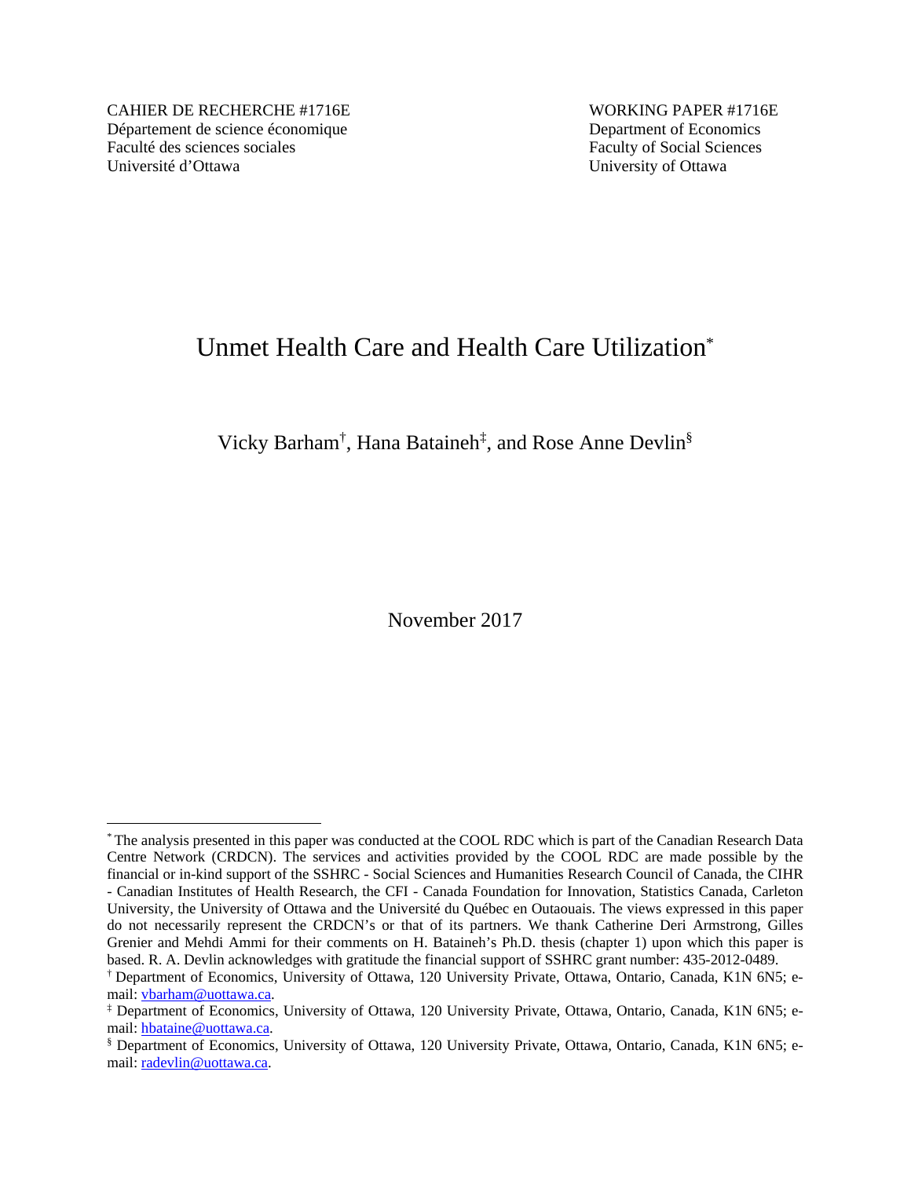CAHIER DE RECHERCHE #1716E
Département de science économique
Faculté des sciences sociales
Université d'Ottawa

WORKING PAPER #1716E
Department of Economics
Faculty of Social Sciences
University of Ottawa

# Unmet Health Care and Health Care Utilization[*]

Vicky Barham[†], Hana Bataineh[‡], and Rose Anne Devlin[§]

November 2017

---

[*] The analysis presented in this paper was conducted at the COOL RDC which is part of the Canadian Research Data Centre Network (CRDCN). The services and activities provided by the COOL RDC are made possible by the financial or in-kind support of the SSHRC - Social Sciences and Humanities Research Council of Canada, the CIHR - Canadian Institutes of Health Research, the CFI - Canada Foundation for Innovation, Statistics Canada, Carleton University, the University of Ottawa and the Université du Québec en Outaouais. The views expressed in this paper do not necessarily represent the CRDCN's or that of its partners. We thank Catherine Deri Armstrong, Gilles Grenier and Mehdi Ammi for their comments on H. Bataineh's Ph.D. thesis (chapter 1) upon which this paper is based. R. A. Devlin acknowledges with gratitude the financial support of SSHRC grant number: 435-2012-0489.

[†] Department of Economics, University of Ottawa, 120 University Private, Ottawa, Ontario, Canada, K1N 6N5; e-mail: vbarham@uottawa.ca.

[‡] Department of Economics, University of Ottawa, 120 University Private, Ottawa, Ontario, Canada, K1N 6N5; e-mail: hbataine@uottawa.ca.

[§] Department of Economics, University of Ottawa, 120 University Private, Ottawa, Ontario, Canada, K1N 6N5; e-mail: radevlin@uottawa.ca.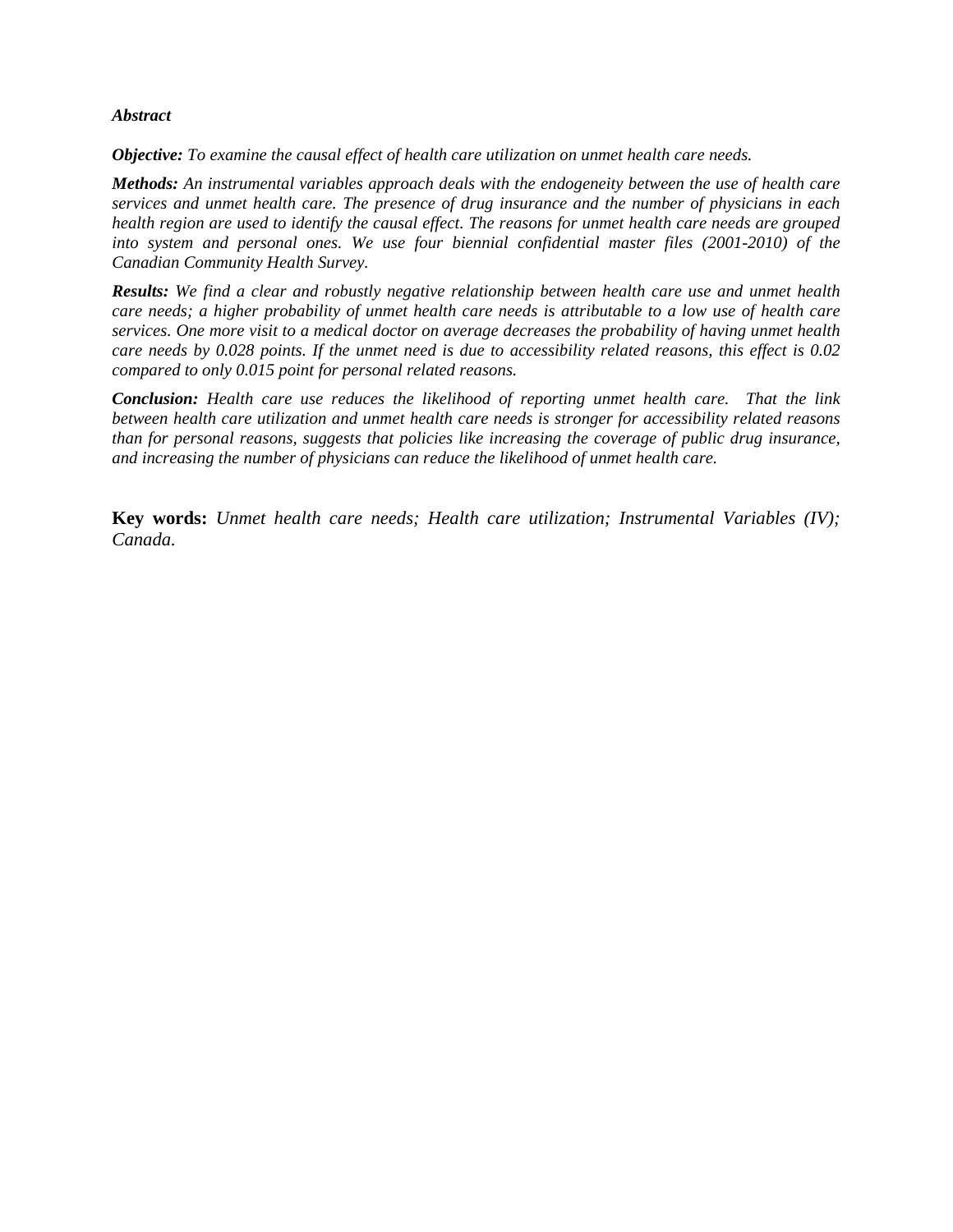***Abstract***

***Objective:*** *To examine the causal effect of health care utilization on unmet health care needs.*

***Methods:*** *An instrumental variables approach deals with the endogeneity between the use of health care services and unmet health care. The presence of drug insurance and the number of physicians in each health region are used to identify the causal effect. The reasons for unmet health care needs are grouped into system and personal ones. We use four biennial confidential master files (2001-2010) of the Canadian Community Health Survey.*

***Results:*** *We find a clear and robustly negative relationship between health care use and unmet health care needs; a higher probability of unmet health care needs is attributable to a low use of health care services. One more visit to a medical doctor on average decreases the probability of having unmet health care needs by 0.028 points. If the unmet need is due to accessibility related reasons, this effect is 0.02 compared to only 0.015 point for personal related reasons.*

***Conclusion:*** *Health care use reduces the likelihood of reporting unmet health care. That the link between health care utilization and unmet health care needs is stronger for accessibility related reasons than for personal reasons, suggests that policies like increasing the coverage of public drug insurance, and increasing the number of physicians can reduce the likelihood of unmet health care.*

**Key words:** *Unmet health care needs; Health care utilization; Instrumental Variables (IV); Canada.*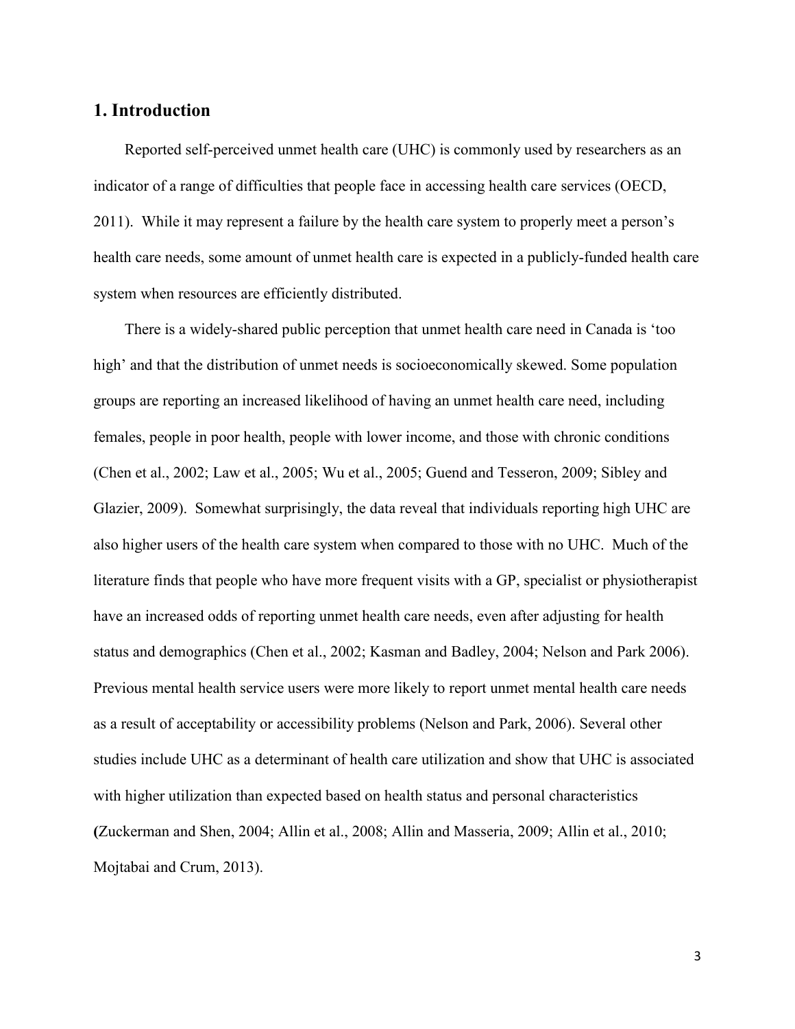## 1. Introduction

Reported self-perceived unmet health care (UHC) is commonly used by researchers as an indicator of a range of difficulties that people face in accessing health care services (OECD, 2011). While it may represent a failure by the health care system to properly meet a person's health care needs, some amount of unmet health care is expected in a publicly-funded health care system when resources are efficiently distributed.

There is a widely-shared public perception that unmet health care need in Canada is 'too high' and that the distribution of unmet needs is socioeconomically skewed. Some population groups are reporting an increased likelihood of having an unmet health care need, including females, people in poor health, people with lower income, and those with chronic conditions (Chen et al., 2002; Law et al., 2005; Wu et al., 2005; Guend and Tesseron, 2009; Sibley and Glazier, 2009). Somewhat surprisingly, the data reveal that individuals reporting high UHC are also higher users of the health care system when compared to those with no UHC. Much of the literature finds that people who have more frequent visits with a GP, specialist or physiotherapist have an increased odds of reporting unmet health care needs, even after adjusting for health status and demographics (Chen et al., 2002; Kasman and Badley, 2004; Nelson and Park 2006). Previous mental health service users were more likely to report unmet mental health care needs as a result of acceptability or accessibility problems (Nelson and Park, 2006). Several other studies include UHC as a determinant of health care utilization and show that UHC is associated with higher utilization than expected based on health status and personal characteristics (Zuckerman and Shen, 2004; Allin et al., 2008; Allin and Masseria, 2009; Allin et al., 2010; Mojtabai and Crum, 2013).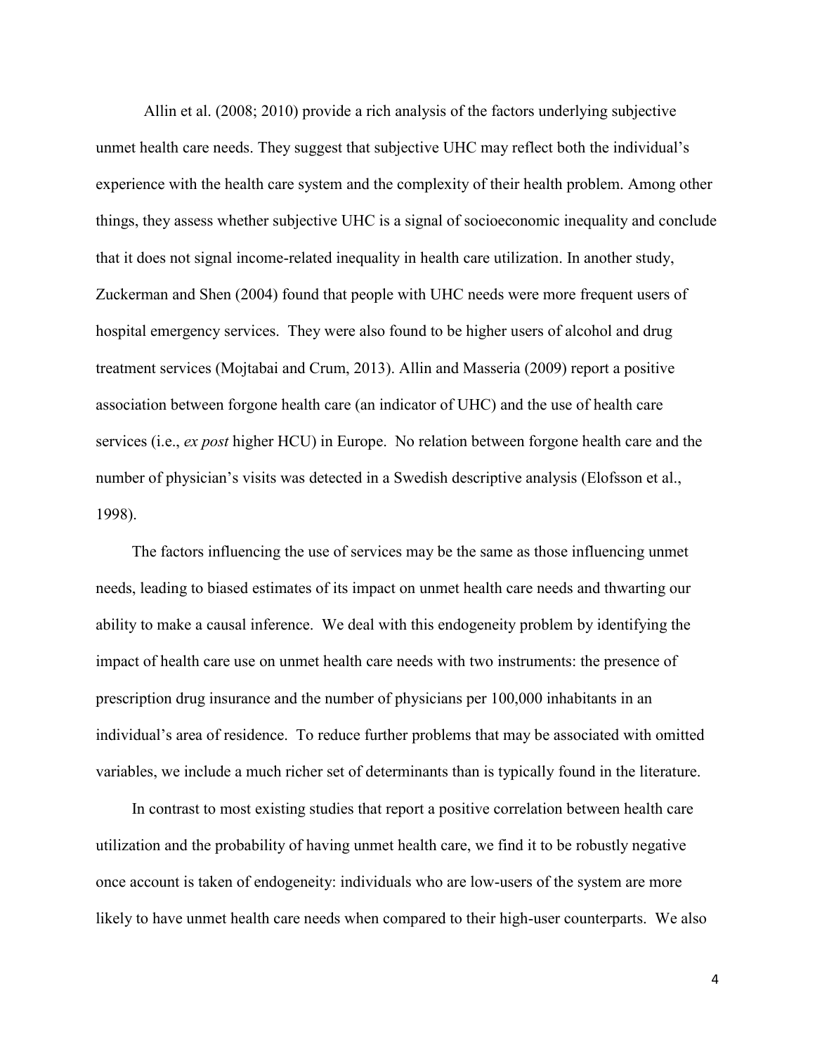Allin et al. (2008; 2010) provide a rich analysis of the factors underlying subjective unmet health care needs. They suggest that subjective UHC may reflect both the individual's experience with the health care system and the complexity of their health problem. Among other things, they assess whether subjective UHC is a signal of socioeconomic inequality and conclude that it does not signal income-related inequality in health care utilization. In another study, Zuckerman and Shen (2004) found that people with UHC needs were more frequent users of hospital emergency services. They were also found to be higher users of alcohol and drug treatment services (Mojtabai and Crum, 2013). Allin and Masseria (2009) report a positive association between forgone health care (an indicator of UHC) and the use of health care services (i.e., *ex post* higher HCU) in Europe. No relation between forgone health care and the number of physician's visits was detected in a Swedish descriptive analysis (Elofsson et al., 1998).

The factors influencing the use of services may be the same as those influencing unmet needs, leading to biased estimates of its impact on unmet health care needs and thwarting our ability to make a causal inference. We deal with this endogeneity problem by identifying the impact of health care use on unmet health care needs with two instruments: the presence of prescription drug insurance and the number of physicians per 100,000 inhabitants in an individual's area of residence. To reduce further problems that may be associated with omitted variables, we include a much richer set of determinants than is typically found in the literature.

In contrast to most existing studies that report a positive correlation between health care utilization and the probability of having unmet health care, we find it to be robustly negative once account is taken of endogeneity: individuals who are low-users of the system are more likely to have unmet health care needs when compared to their high-user counterparts. We also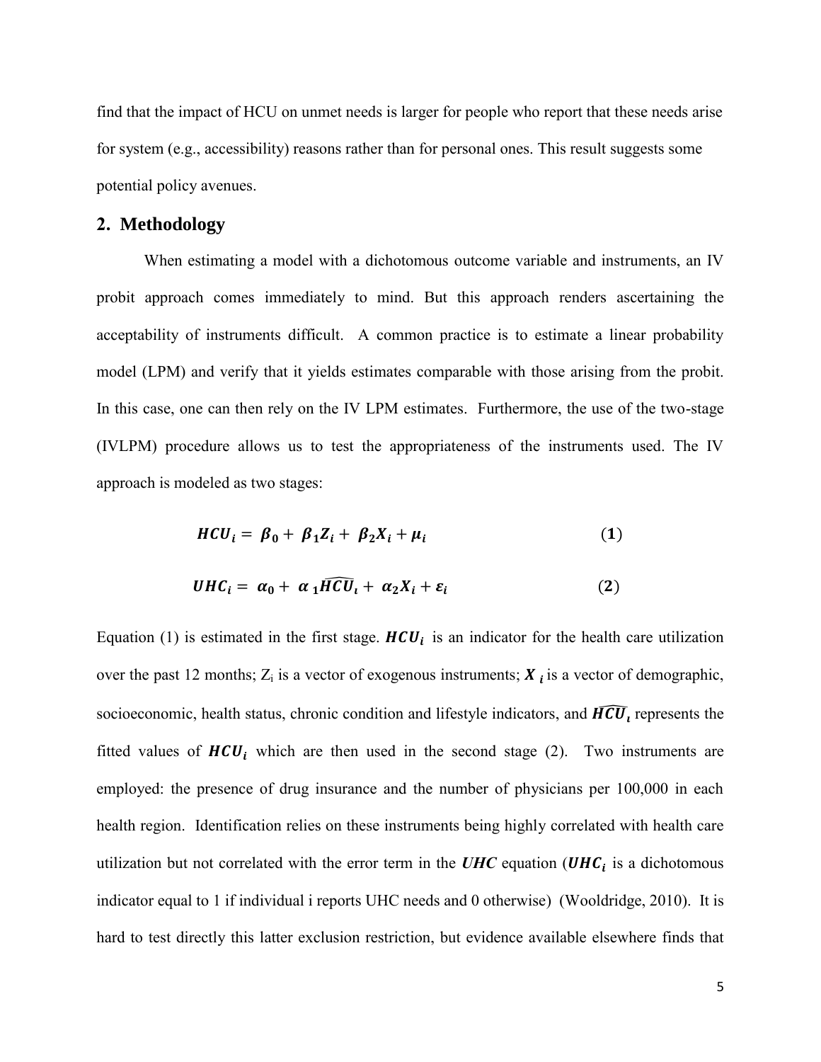find that the impact of HCU on unmet needs is larger for people who report that these needs arise for system (e.g., accessibility) reasons rather than for personal ones. This result suggests some potential policy avenues.

## 2. Methodology

When estimating a model with a dichotomous outcome variable and instruments, an IV probit approach comes immediately to mind. But this approach renders ascertaining the acceptability of instruments difficult. A common practice is to estimate a linear probability model (LPM) and verify that it yields estimates comparable with those arising from the probit. In this case, one can then rely on the IV LPM estimates. Furthermore, the use of the two-stage (IVLPM) procedure allows us to test the appropriateness of the instruments used. The IV approach is modeled as two stages:

$$\boldsymbol{HCU_i = \beta_0 + \beta_1 Z_i + \beta_2 X_i + \mu_i} \qquad (\mathbf{1})$$

$$\boldsymbol{UHC_i = \alpha_0 + \alpha_1 \widehat{HCU_i} + \alpha_2 X_i + \varepsilon_i} \qquad (\mathbf{2})$$

Equation (1) is estimated in the first stage. $\boldsymbol{HCU_i}$ is an indicator for the health care utilization over the past 12 months; $Z_i$ is a vector of exogenous instruments; $\boldsymbol{X_i}$ is a vector of demographic, socioeconomic, health status, chronic condition and lifestyle indicators, and $\boldsymbol{\widehat{HCU_i}}$ represents the fitted values of $\boldsymbol{HCU_i}$ which are then used in the second stage (2). Two instruments are employed: the presence of drug insurance and the number of physicians per 100,000 in each health region. Identification relies on these instruments being highly correlated with health care utilization but not correlated with the error term in the $\boldsymbol{UHC}$ equation ($\boldsymbol{UHC_i}$ is a dichotomous indicator equal to 1 if individual i reports UHC needs and 0 otherwise) (Wooldridge, 2010). It is hard to test directly this latter exclusion restriction, but evidence available elsewhere finds that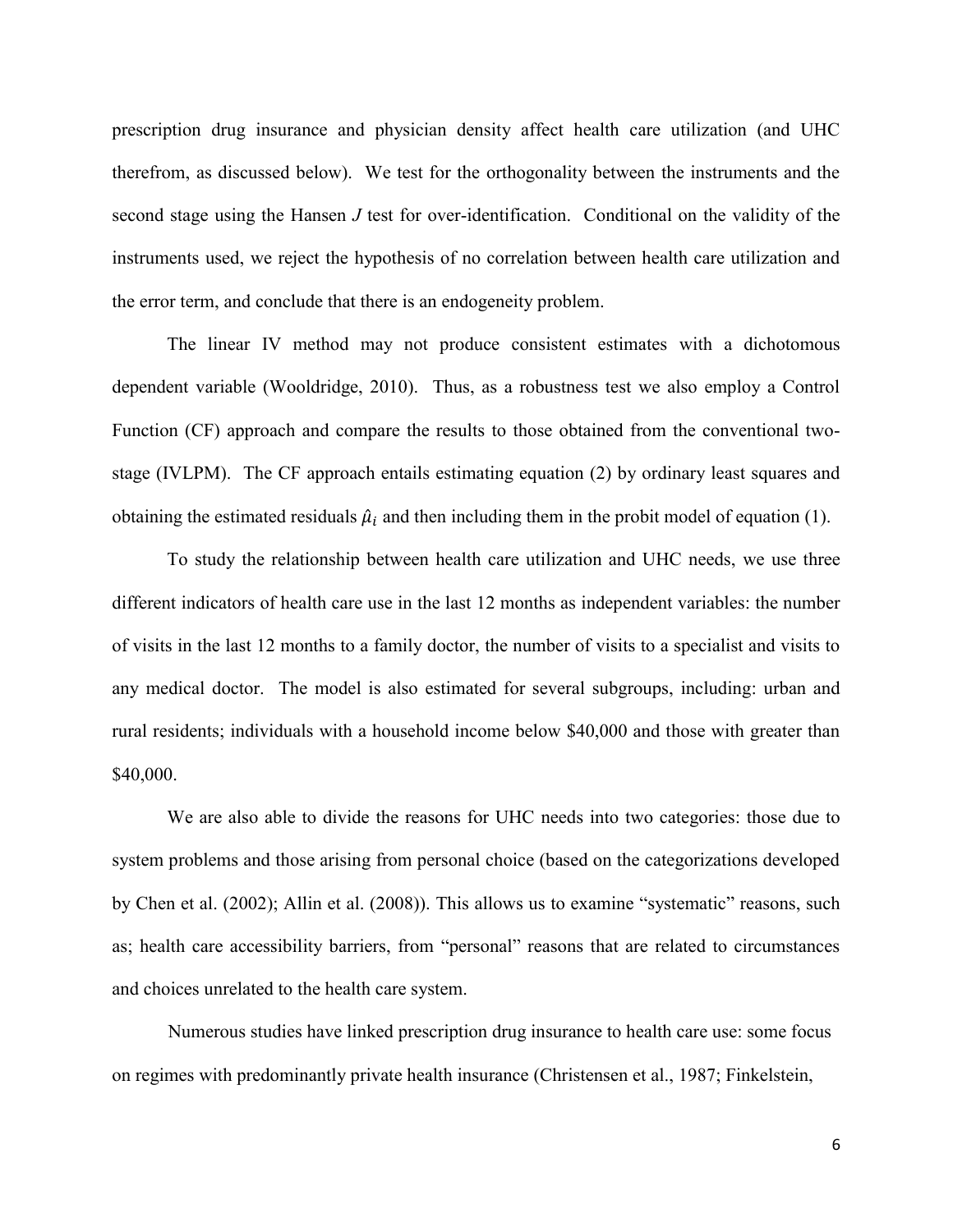prescription drug insurance and physician density affect health care utilization (and UHC therefrom, as discussed below). We test for the orthogonality between the instruments and the second stage using the Hansen *J* test for over-identification. Conditional on the validity of the instruments used, we reject the hypothesis of no correlation between health care utilization and the error term, and conclude that there is an endogeneity problem.

The linear IV method may not produce consistent estimates with a dichotomous dependent variable (Wooldridge, 2010). Thus, as a robustness test we also employ a Control Function (CF) approach and compare the results to those obtained from the conventional two-stage (IVLPM). The CF approach entails estimating equation (2) by ordinary least squares and obtaining the estimated residuals $\hat{u}_i$ and then including them in the probit model of equation (1).

To study the relationship between health care utilization and UHC needs, we use three different indicators of health care use in the last 12 months as independent variables: the number of visits in the last 12 months to a family doctor, the number of visits to a specialist and visits to any medical doctor. The model is also estimated for several subgroups, including: urban and rural residents; individuals with a household income below $40,000 and those with greater than $40,000.

We are also able to divide the reasons for UHC needs into two categories: those due to system problems and those arising from personal choice (based on the categorizations developed by Chen et al. (2002); Allin et al. (2008)). This allows us to examine "systematic" reasons, such as; health care accessibility barriers, from "personal" reasons that are related to circumstances and choices unrelated to the health care system.

Numerous studies have linked prescription drug insurance to health care use: some focus on regimes with predominantly private health insurance (Christensen et al., 1987; Finkelstein,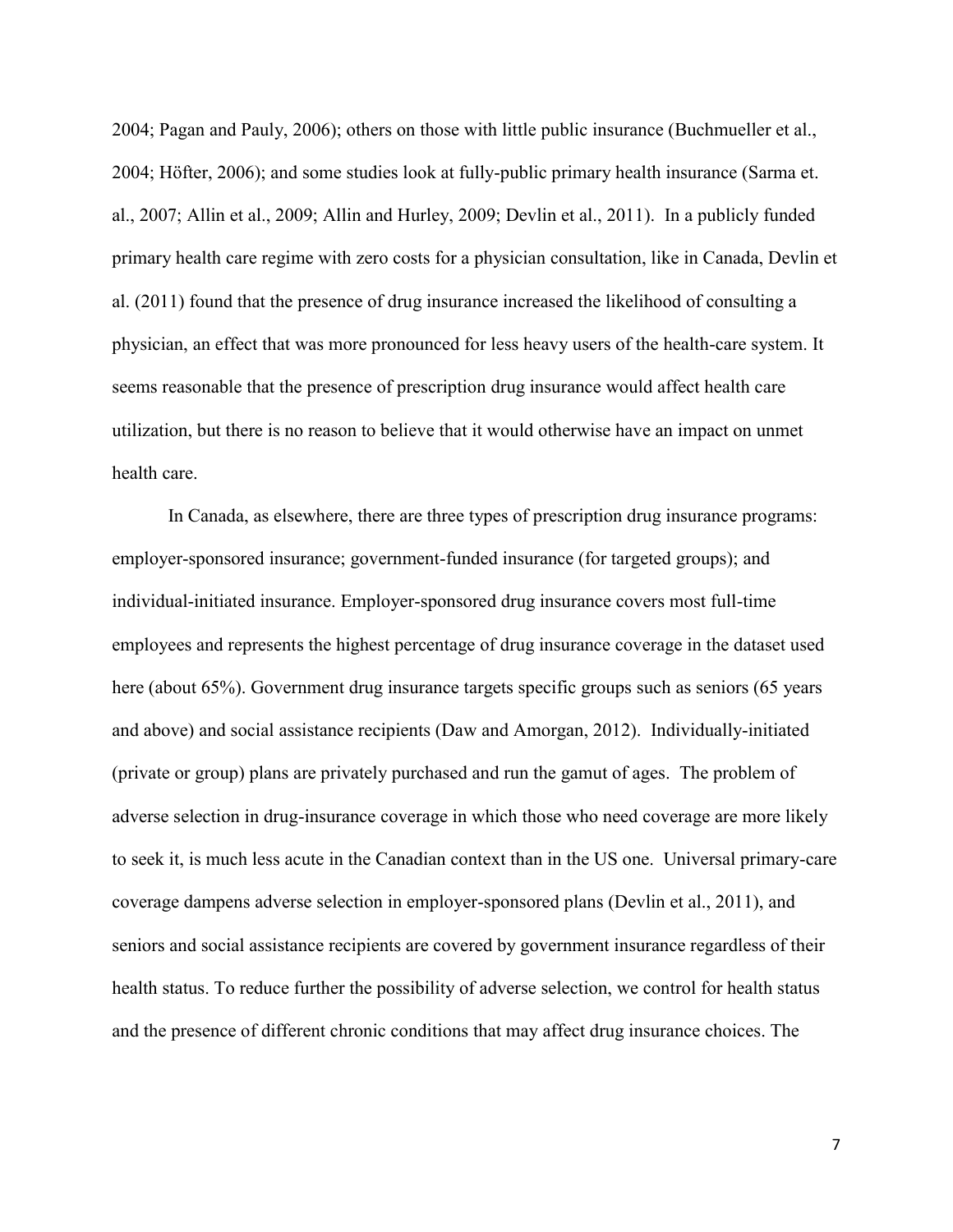2004; Pagan and Pauly, 2006); others on those with little public insurance (Buchmueller et al., 2004; Höfter, 2006); and some studies look at fully-public primary health insurance (Sarma et. al., 2007; Allin et al., 2009; Allin and Hurley, 2009; Devlin et al., 2011). In a publicly funded primary health care regime with zero costs for a physician consultation, like in Canada, Devlin et al. (2011) found that the presence of drug insurance increased the likelihood of consulting a physician, an effect that was more pronounced for less heavy users of the health-care system. It seems reasonable that the presence of prescription drug insurance would affect health care utilization, but there is no reason to believe that it would otherwise have an impact on unmet health care.

In Canada, as elsewhere, there are three types of prescription drug insurance programs: employer-sponsored insurance; government-funded insurance (for targeted groups); and individual-initiated insurance. Employer-sponsored drug insurance covers most full-time employees and represents the highest percentage of drug insurance coverage in the dataset used here (about 65%). Government drug insurance targets specific groups such as seniors (65 years and above) and social assistance recipients (Daw and Amorgan, 2012). Individually-initiated (private or group) plans are privately purchased and run the gamut of ages. The problem of adverse selection in drug-insurance coverage in which those who need coverage are more likely to seek it, is much less acute in the Canadian context than in the US one. Universal primary-care coverage dampens adverse selection in employer-sponsored plans (Devlin et al., 2011), and seniors and social assistance recipients are covered by government insurance regardless of their health status. To reduce further the possibility of adverse selection, we control for health status and the presence of different chronic conditions that may affect drug insurance choices. The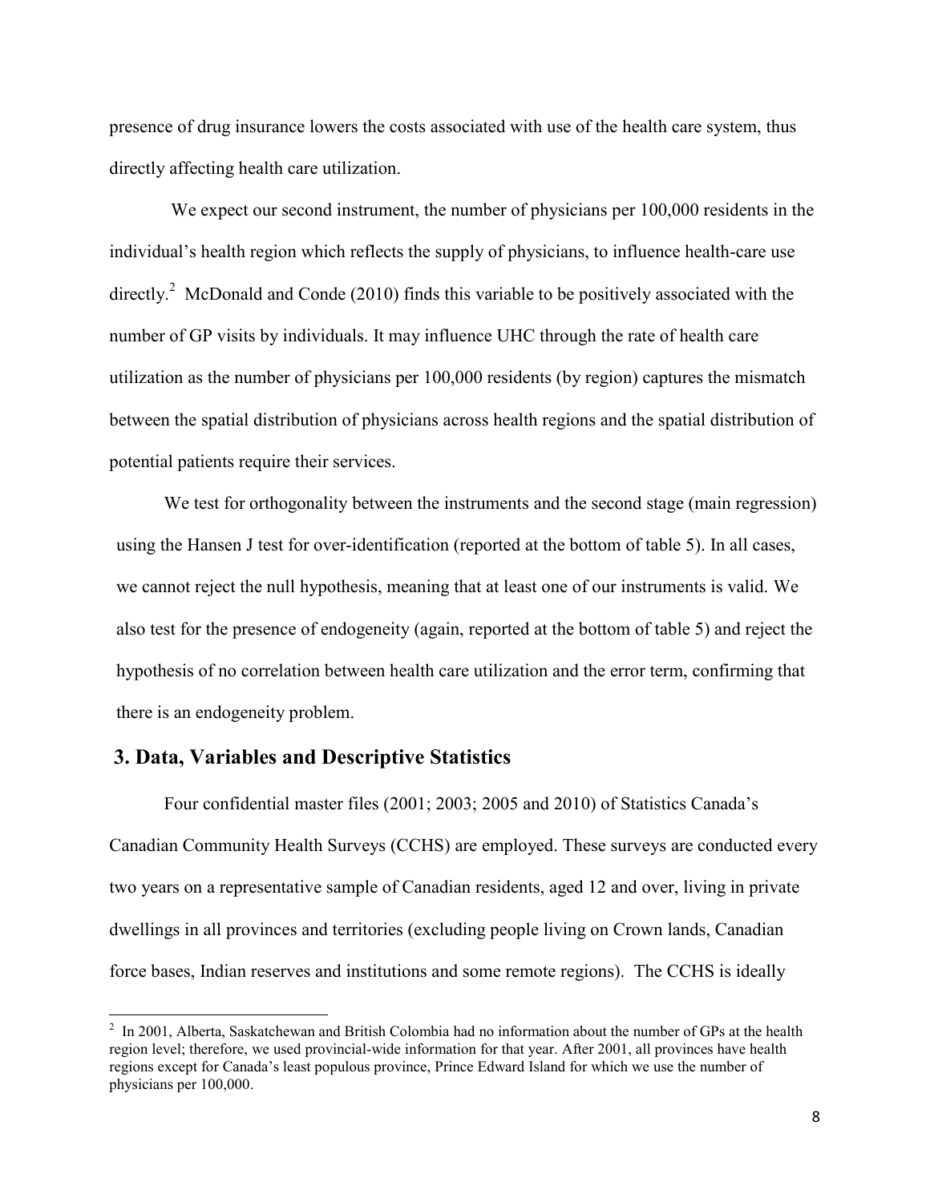presence of drug insurance lowers the costs associated with use of the health care system, thus directly affecting health care utilization.

We expect our second instrument, the number of physicians per 100,000 residents in the individual's health region which reflects the supply of physicians, to influence health-care use directly.[2] McDonald and Conde (2010) finds this variable to be positively associated with the number of GP visits by individuals. It may influence UHC through the rate of health care utilization as the number of physicians per 100,000 residents (by region) captures the mismatch between the spatial distribution of physicians across health regions and the spatial distribution of potential patients require their services.

We test for orthogonality between the instruments and the second stage (main regression) using the Hansen J test for over-identification (reported at the bottom of table 5). In all cases, we cannot reject the null hypothesis, meaning that at least one of our instruments is valid. We also test for the presence of endogeneity (again, reported at the bottom of table 5) and reject the hypothesis of no correlation between health care utilization and the error term, confirming that there is an endogeneity problem.

## 3. Data, Variables and Descriptive Statistics

Four confidential master files (2001; 2003; 2005 and 2010) of Statistics Canada's Canadian Community Health Surveys (CCHS) are employed. These surveys are conducted every two years on a representative sample of Canadian residents, aged 12 and over, living in private dwellings in all provinces and territories (excluding people living on Crown lands, Canadian force bases, Indian reserves and institutions and some remote regions). The CCHS is ideally

[2] In 2001, Alberta, Saskatchewan and British Colombia had no information about the number of GPs at the health region level; therefore, we used provincial-wide information for that year. After 2001, all provinces have health regions except for Canada's least populous province, Prince Edward Island for which we use the number of physicians per 100,000.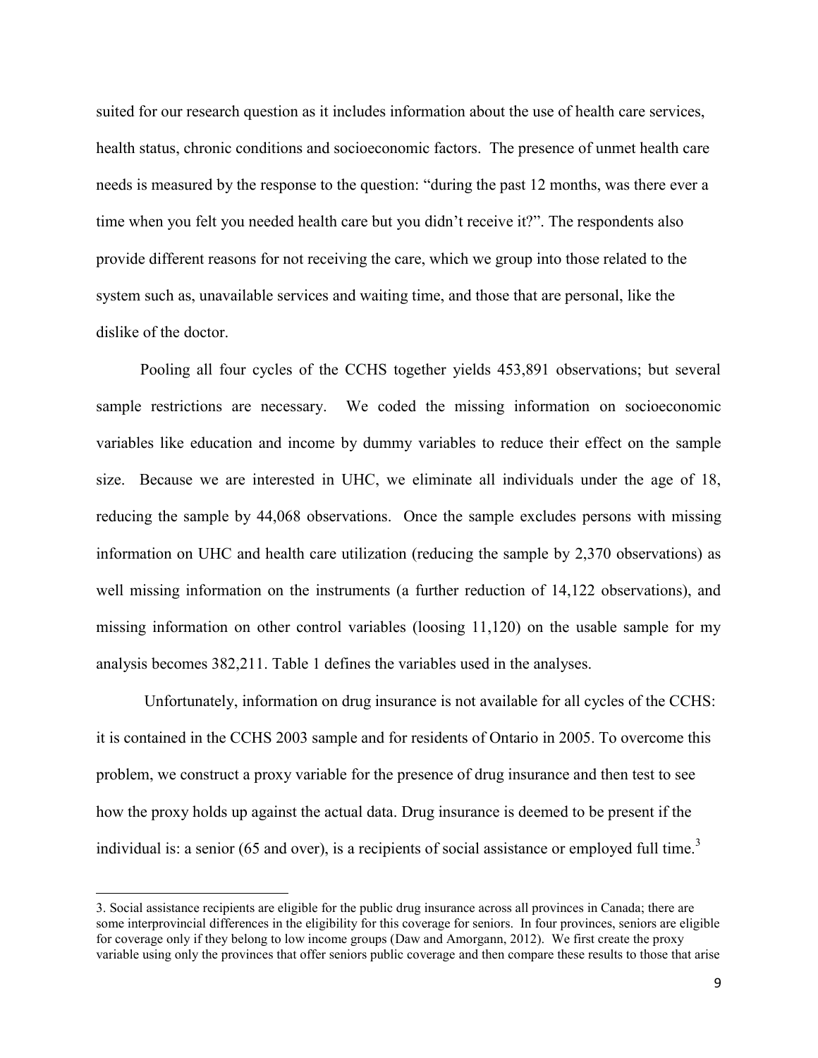suited for our research question as it includes information about the use of health care services, health status, chronic conditions and socioeconomic factors. The presence of unmet health care needs is measured by the response to the question: "during the past 12 months, was there ever a time when you felt you needed health care but you didn't receive it?". The respondents also provide different reasons for not receiving the care, which we group into those related to the system such as, unavailable services and waiting time, and those that are personal, like the dislike of the doctor.

Pooling all four cycles of the CCHS together yields 453,891 observations; but several sample restrictions are necessary. We coded the missing information on socioeconomic variables like education and income by dummy variables to reduce their effect on the sample size. Because we are interested in UHC, we eliminate all individuals under the age of 18, reducing the sample by 44,068 observations. Once the sample excludes persons with missing information on UHC and health care utilization (reducing the sample by 2,370 observations) as well missing information on the instruments (a further reduction of 14,122 observations), and missing information on other control variables (loosing 11,120) on the usable sample for my analysis becomes 382,211. Table 1 defines the variables used in the analyses.

Unfortunately, information on drug insurance is not available for all cycles of the CCHS: it is contained in the CCHS 2003 sample and for residents of Ontario in 2005. To overcome this problem, we construct a proxy variable for the presence of drug insurance and then test to see how the proxy holds up against the actual data. Drug insurance is deemed to be present if the individual is: a senior (65 and over), is a recipients of social assistance or employed full time.[3]

---

3. Social assistance recipients are eligible for the public drug insurance across all provinces in Canada; there are some interprovincial differences in the eligibility for this coverage for seniors. In four provinces, seniors are eligible for coverage only if they belong to low income groups (Daw and Amorgann, 2012). We first create the proxy variable using only the provinces that offer seniors public coverage and then compare these results to those that arise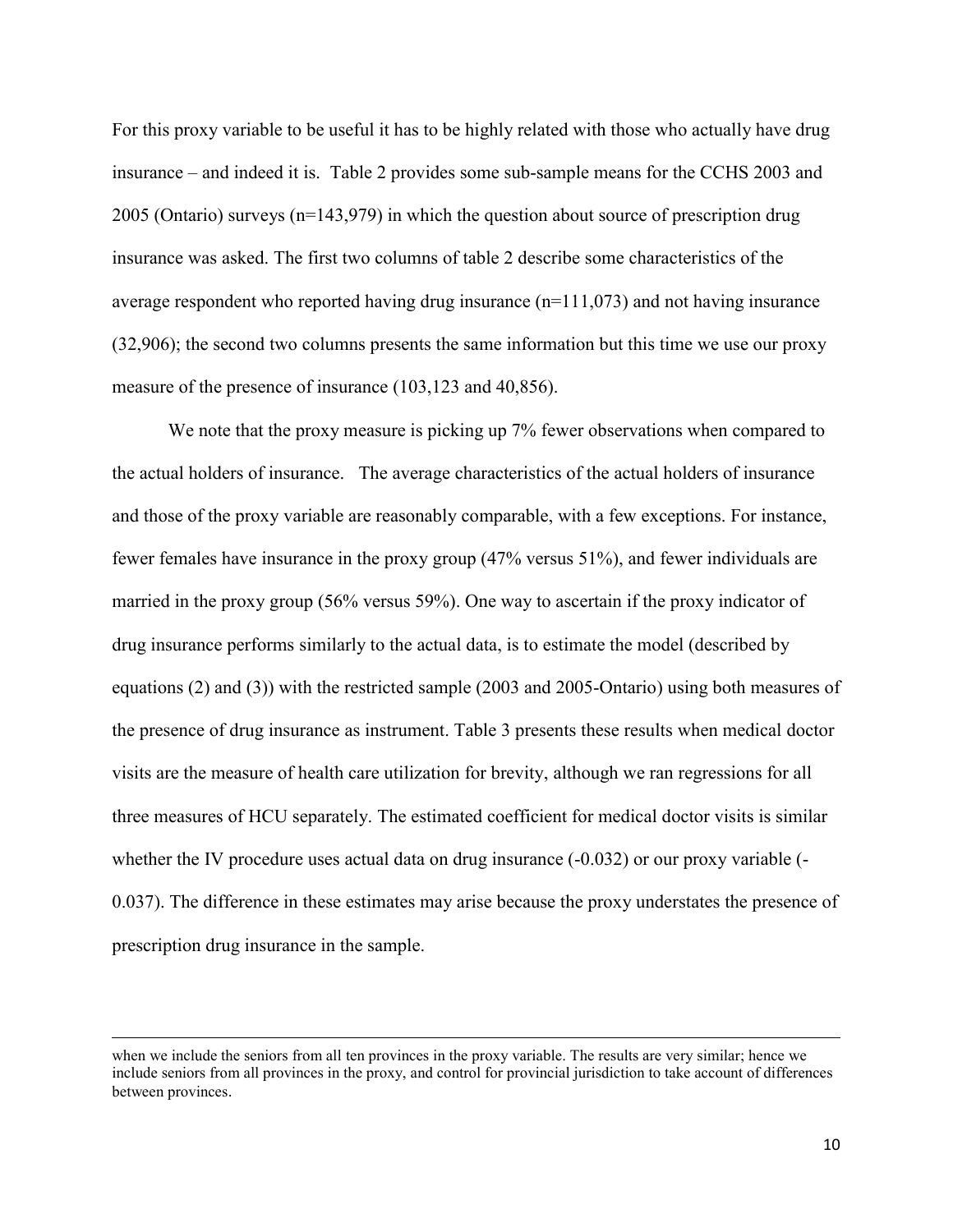For this proxy variable to be useful it has to be highly related with those who actually have drug insurance – and indeed it is. Table 2 provides some sub-sample means for the CCHS 2003 and 2005 (Ontario) surveys (n=143,979) in which the question about source of prescription drug insurance was asked. The first two columns of table 2 describe some characteristics of the average respondent who reported having drug insurance (n=111,073) and not having insurance (32,906); the second two columns presents the same information but this time we use our proxy measure of the presence of insurance (103,123 and 40,856).

We note that the proxy measure is picking up 7% fewer observations when compared to the actual holders of insurance. The average characteristics of the actual holders of insurance and those of the proxy variable are reasonably comparable, with a few exceptions. For instance, fewer females have insurance in the proxy group (47% versus 51%), and fewer individuals are married in the proxy group (56% versus 59%). One way to ascertain if the proxy indicator of drug insurance performs similarly to the actual data, is to estimate the model (described by equations (2) and (3)) with the restricted sample (2003 and 2005-Ontario) using both measures of the presence of drug insurance as instrument. Table 3 presents these results when medical doctor visits are the measure of health care utilization for brevity, although we ran regressions for all three measures of HCU separately. The estimated coefficient for medical doctor visits is similar whether the IV procedure uses actual data on drug insurance (-0.032) or our proxy variable (-0.037). The difference in these estimates may arise because the proxy understates the presence of prescription drug insurance in the sample.

---

when we include the seniors from all ten provinces in the proxy variable. The results are very similar; hence we include seniors from all provinces in the proxy, and control for provincial jurisdiction to take account of differences between provinces.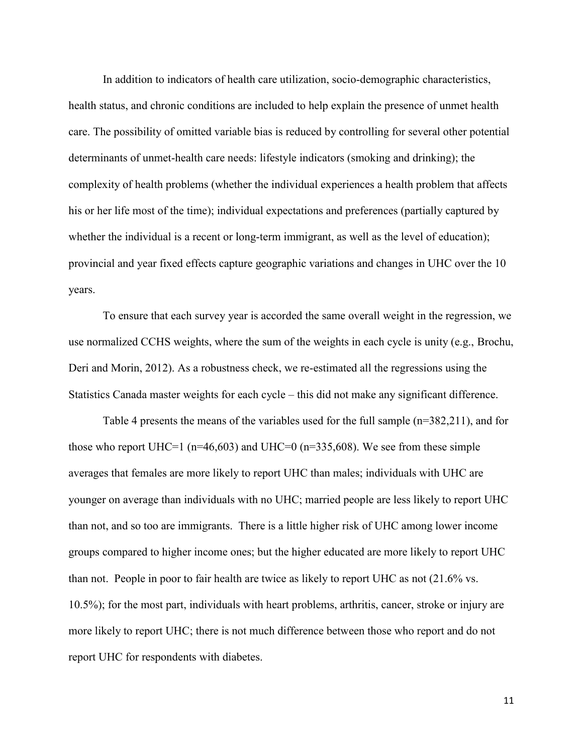In addition to indicators of health care utilization, socio-demographic characteristics, health status, and chronic conditions are included to help explain the presence of unmet health care. The possibility of omitted variable bias is reduced by controlling for several other potential determinants of unmet-health care needs: lifestyle indicators (smoking and drinking); the complexity of health problems (whether the individual experiences a health problem that affects his or her life most of the time); individual expectations and preferences (partially captured by whether the individual is a recent or long-term immigrant, as well as the level of education); provincial and year fixed effects capture geographic variations and changes in UHC over the 10 years.

To ensure that each survey year is accorded the same overall weight in the regression, we use normalized CCHS weights, where the sum of the weights in each cycle is unity (e.g., Brochu, Deri and Morin, 2012). As a robustness check, we re-estimated all the regressions using the Statistics Canada master weights for each cycle – this did not make any significant difference.

Table 4 presents the means of the variables used for the full sample (n=382,211), and for those who report UHC=1 (n=46,603) and UHC=0 (n=335,608). We see from these simple averages that females are more likely to report UHC than males; individuals with UHC are younger on average than individuals with no UHC; married people are less likely to report UHC than not, and so too are immigrants. There is a little higher risk of UHC among lower income groups compared to higher income ones; but the higher educated are more likely to report UHC than not. People in poor to fair health are twice as likely to report UHC as not (21.6% vs. 10.5%); for the most part, individuals with heart problems, arthritis, cancer, stroke or injury are more likely to report UHC; there is not much difference between those who report and do not report UHC for respondents with diabetes.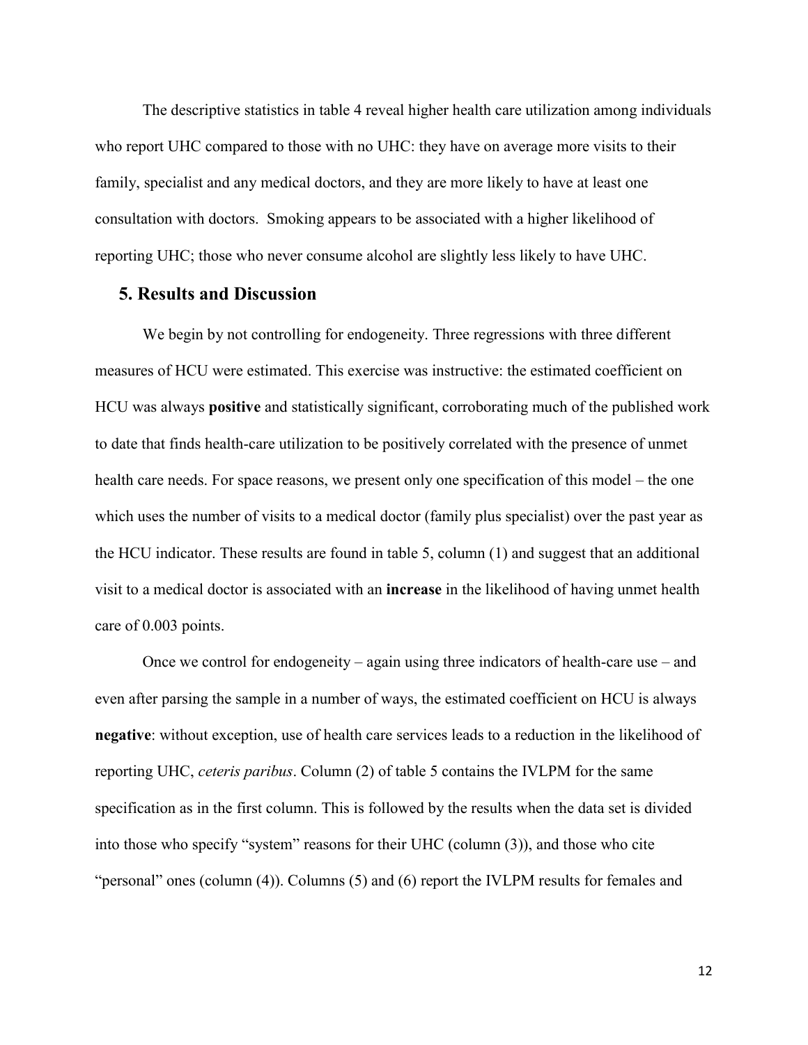The descriptive statistics in table 4 reveal higher health care utilization among individuals who report UHC compared to those with no UHC: they have on average more visits to their family, specialist and any medical doctors, and they are more likely to have at least one consultation with doctors. Smoking appears to be associated with a higher likelihood of reporting UHC; those who never consume alcohol are slightly less likely to have UHC.

## 5. Results and Discussion

We begin by not controlling for endogeneity. Three regressions with three different measures of HCU were estimated. This exercise was instructive: the estimated coefficient on HCU was always **positive** and statistically significant, corroborating much of the published work to date that finds health-care utilization to be positively correlated with the presence of unmet health care needs. For space reasons, we present only one specification of this model – the one which uses the number of visits to a medical doctor (family plus specialist) over the past year as the HCU indicator. These results are found in table 5, column (1) and suggest that an additional visit to a medical doctor is associated with an **increase** in the likelihood of having unmet health care of 0.003 points.

Once we control for endogeneity – again using three indicators of health-care use – and even after parsing the sample in a number of ways, the estimated coefficient on HCU is always **negative**: without exception, use of health care services leads to a reduction in the likelihood of reporting UHC, *ceteris paribus*. Column (2) of table 5 contains the IVLPM for the same specification as in the first column. This is followed by the results when the data set is divided into those who specify "system" reasons for their UHC (column (3)), and those who cite "personal" ones (column (4)). Columns (5) and (6) report the IVLPM results for females and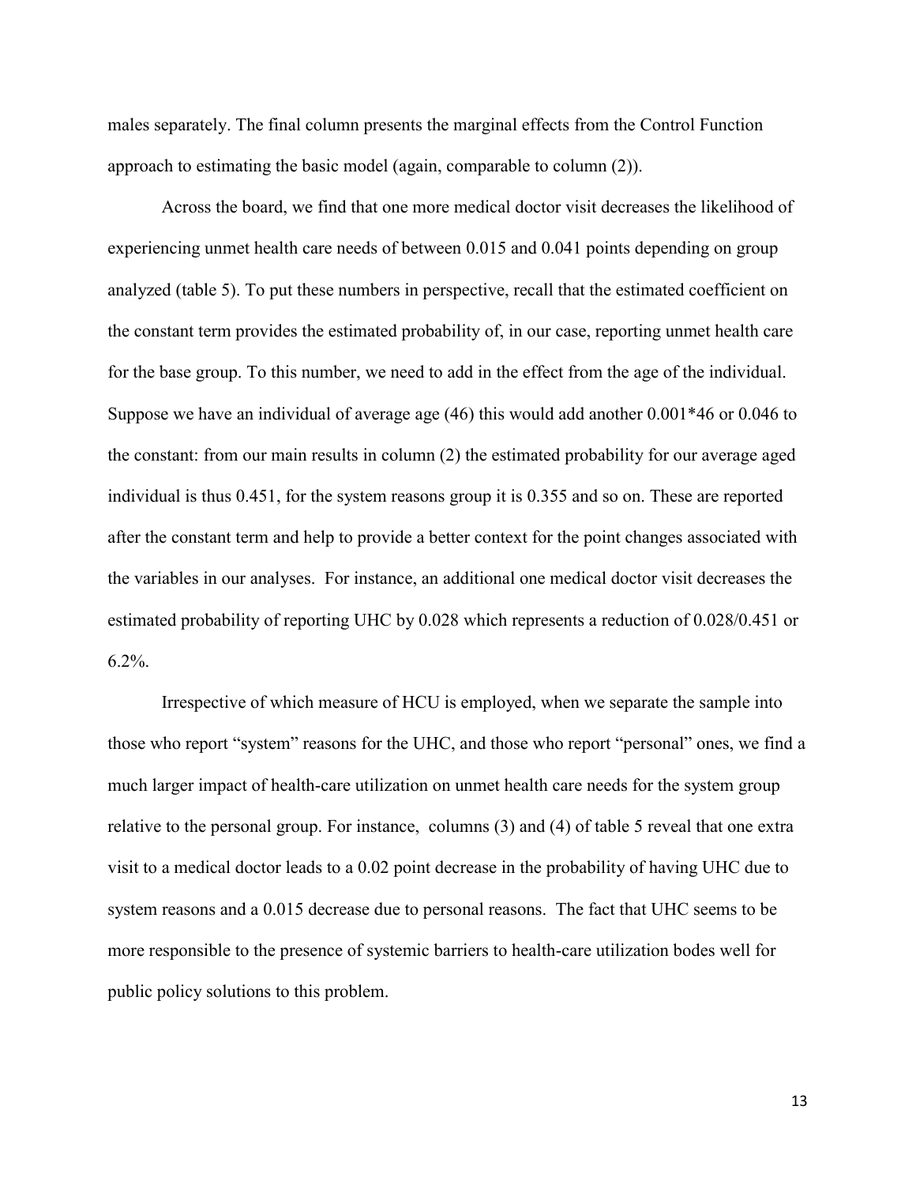males separately. The final column presents the marginal effects from the Control Function approach to estimating the basic model (again, comparable to column (2)).

Across the board, we find that one more medical doctor visit decreases the likelihood of experiencing unmet health care needs of between 0.015 and 0.041 points depending on group analyzed (table 5). To put these numbers in perspective, recall that the estimated coefficient on the constant term provides the estimated probability of, in our case, reporting unmet health care for the base group. To this number, we need to add in the effect from the age of the individual. Suppose we have an individual of average age (46) this would add another 0.001*46 or 0.046 to the constant: from our main results in column (2) the estimated probability for our average aged individual is thus 0.451, for the system reasons group it is 0.355 and so on. These are reported after the constant term and help to provide a better context for the point changes associated with the variables in our analyses. For instance, an additional one medical doctor visit decreases the estimated probability of reporting UHC by 0.028 which represents a reduction of 0.028/0.451 or 6.2%.

Irrespective of which measure of HCU is employed, when we separate the sample into those who report "system" reasons for the UHC, and those who report "personal" ones, we find a much larger impact of health-care utilization on unmet health care needs for the system group relative to the personal group. For instance, columns (3) and (4) of table 5 reveal that one extra visit to a medical doctor leads to a 0.02 point decrease in the probability of having UHC due to system reasons and a 0.015 decrease due to personal reasons. The fact that UHC seems to be more responsible to the presence of systemic barriers to health-care utilization bodes well for public policy solutions to this problem.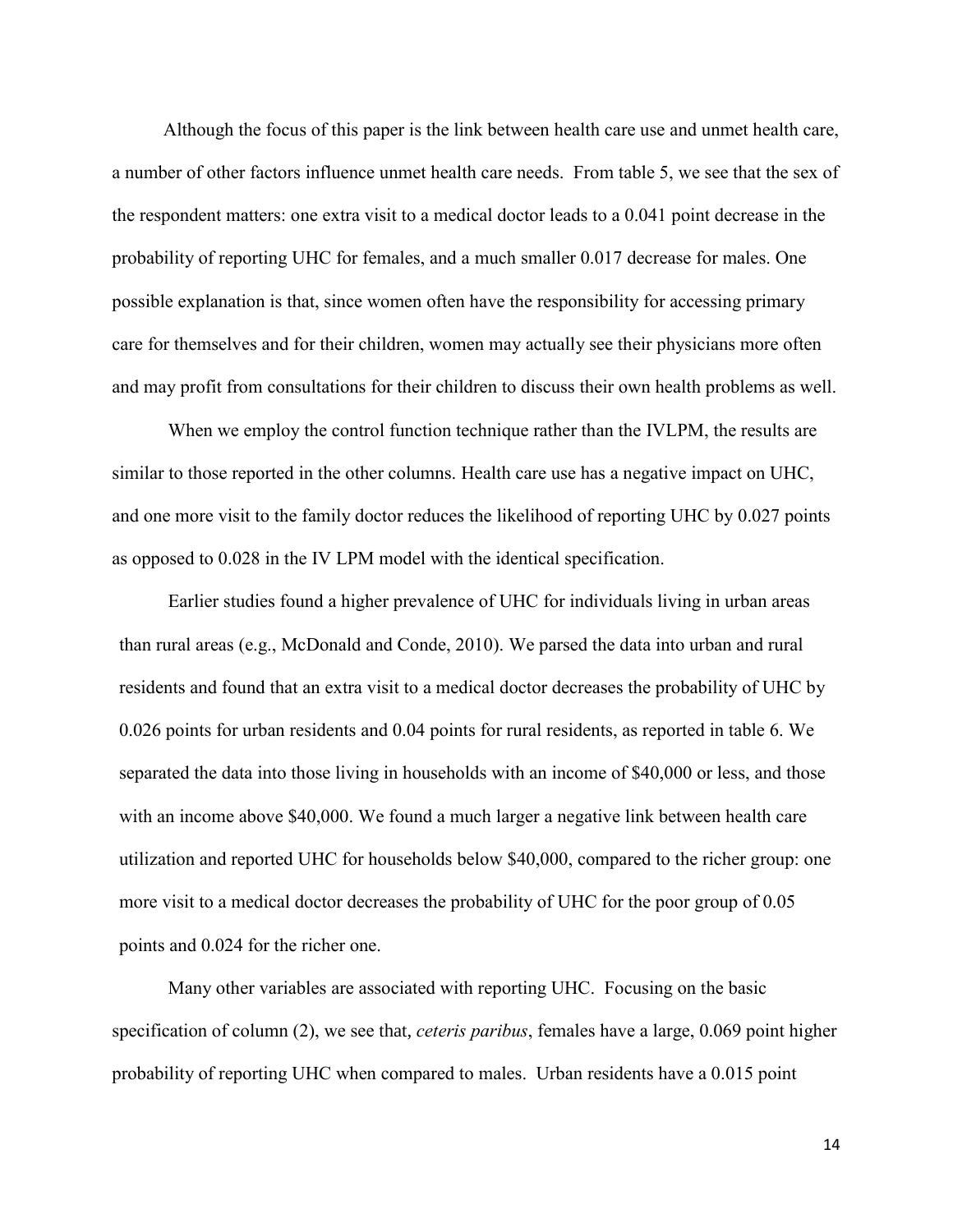Although the focus of this paper is the link between health care use and unmet health care, a number of other factors influence unmet health care needs. From table 5, we see that the sex of the respondent matters: one extra visit to a medical doctor leads to a 0.041 point decrease in the probability of reporting UHC for females, and a much smaller 0.017 decrease for males. One possible explanation is that, since women often have the responsibility for accessing primary care for themselves and for their children, women may actually see their physicians more often and may profit from consultations for their children to discuss their own health problems as well.

When we employ the control function technique rather than the IVLPM, the results are similar to those reported in the other columns. Health care use has a negative impact on UHC, and one more visit to the family doctor reduces the likelihood of reporting UHC by 0.027 points as opposed to 0.028 in the IV LPM model with the identical specification.

Earlier studies found a higher prevalence of UHC for individuals living in urban areas than rural areas (e.g., McDonald and Conde, 2010). We parsed the data into urban and rural residents and found that an extra visit to a medical doctor decreases the probability of UHC by 0.026 points for urban residents and 0.04 points for rural residents, as reported in table 6. We separated the data into those living in households with an income of $40,000 or less, and those with an income above $40,000. We found a much larger a negative link between health care utilization and reported UHC for households below $40,000, compared to the richer group: one more visit to a medical doctor decreases the probability of UHC for the poor group of 0.05 points and 0.024 for the richer one.

Many other variables are associated with reporting UHC. Focusing on the basic specification of column (2), we see that, *ceteris paribus*, females have a large, 0.069 point higher probability of reporting UHC when compared to males. Urban residents have a 0.015 point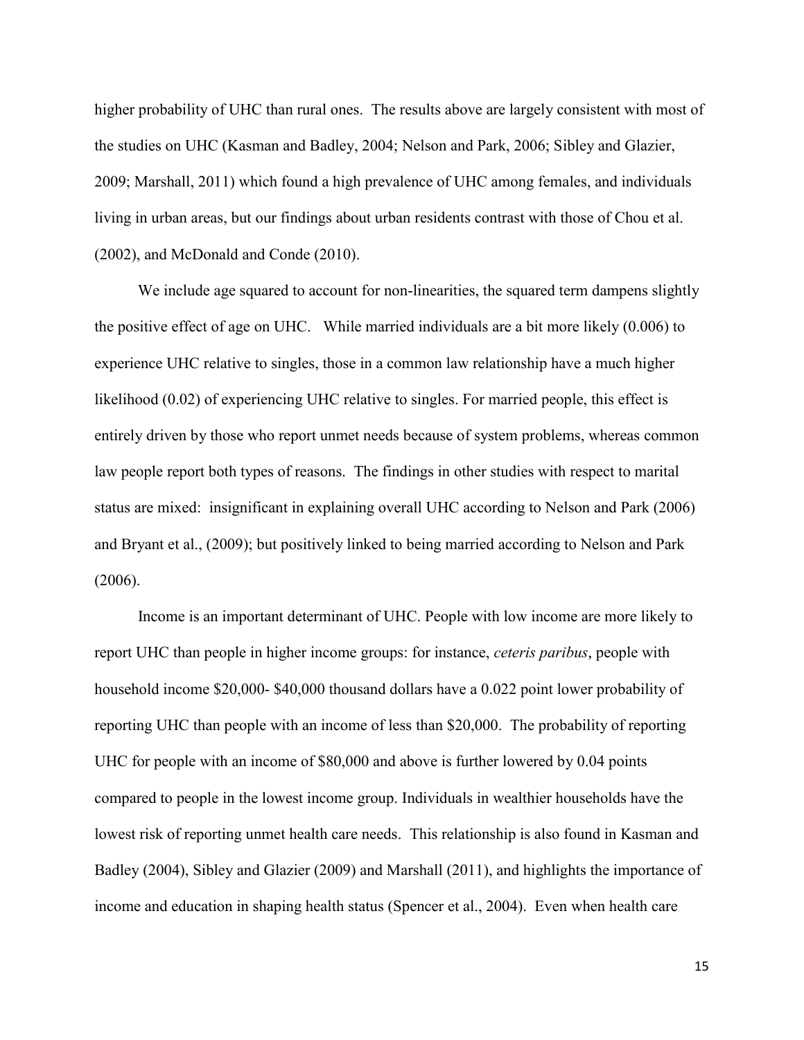higher probability of UHC than rural ones. The results above are largely consistent with most of the studies on UHC (Kasman and Badley, 2004; Nelson and Park, 2006; Sibley and Glazier, 2009; Marshall, 2011) which found a high prevalence of UHC among females, and individuals living in urban areas, but our findings about urban residents contrast with those of Chou et al. (2002), and McDonald and Conde (2010).

We include age squared to account for non-linearities, the squared term dampens slightly the positive effect of age on UHC. While married individuals are a bit more likely (0.006) to experience UHC relative to singles, those in a common law relationship have a much higher likelihood (0.02) of experiencing UHC relative to singles. For married people, this effect is entirely driven by those who report unmet needs because of system problems, whereas common law people report both types of reasons. The findings in other studies with respect to marital status are mixed: insignificant in explaining overall UHC according to Nelson and Park (2006) and Bryant et al., (2009); but positively linked to being married according to Nelson and Park (2006).

Income is an important determinant of UHC. People with low income are more likely to report UHC than people in higher income groups: for instance, *ceteris paribus*, people with household income \$20,000- \$40,000 thousand dollars have a 0.022 point lower probability of reporting UHC than people with an income of less than \$20,000. The probability of reporting UHC for people with an income of \$80,000 and above is further lowered by 0.04 points compared to people in the lowest income group. Individuals in wealthier households have the lowest risk of reporting unmet health care needs. This relationship is also found in Kasman and Badley (2004), Sibley and Glazier (2009) and Marshall (2011), and highlights the importance of income and education in shaping health status (Spencer et al., 2004). Even when health care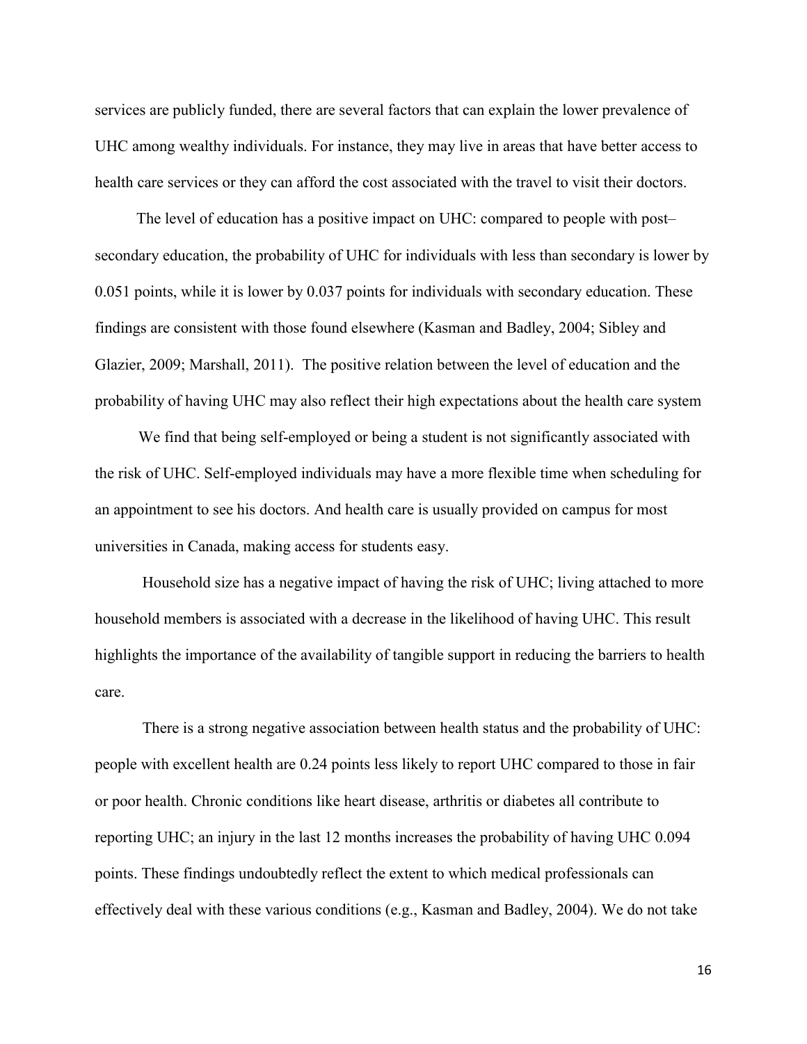services are publicly funded, there are several factors that can explain the lower prevalence of UHC among wealthy individuals. For instance, they may live in areas that have better access to health care services or they can afford the cost associated with the travel to visit their doctors.

The level of education has a positive impact on UHC: compared to people with post–secondary education, the probability of UHC for individuals with less than secondary is lower by 0.051 points, while it is lower by 0.037 points for individuals with secondary education. These findings are consistent with those found elsewhere (Kasman and Badley, 2004; Sibley and Glazier, 2009; Marshall, 2011). The positive relation between the level of education and the probability of having UHC may also reflect their high expectations about the health care system

We find that being self-employed or being a student is not significantly associated with the risk of UHC. Self-employed individuals may have a more flexible time when scheduling for an appointment to see his doctors. And health care is usually provided on campus for most universities in Canada, making access for students easy.

Household size has a negative impact of having the risk of UHC; living attached to more household members is associated with a decrease in the likelihood of having UHC. This result highlights the importance of the availability of tangible support in reducing the barriers to health care.

There is a strong negative association between health status and the probability of UHC: people with excellent health are 0.24 points less likely to report UHC compared to those in fair or poor health. Chronic conditions like heart disease, arthritis or diabetes all contribute to reporting UHC; an injury in the last 12 months increases the probability of having UHC 0.094 points. These findings undoubtedly reflect the extent to which medical professionals can effectively deal with these various conditions (e.g., Kasman and Badley, 2004). We do not take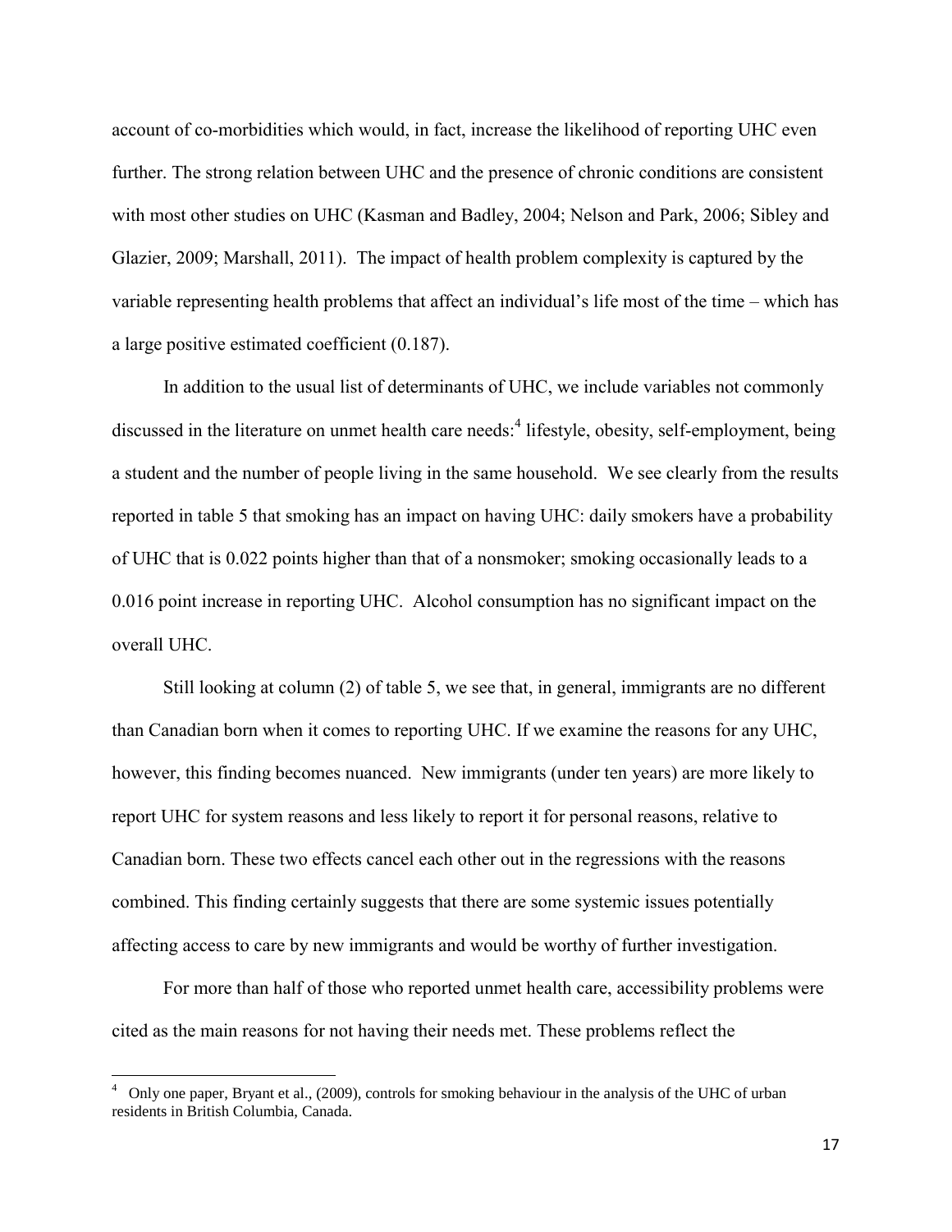account of co-morbidities which would, in fact, increase the likelihood of reporting UHC even further. The strong relation between UHC and the presence of chronic conditions are consistent with most other studies on UHC (Kasman and Badley, 2004; Nelson and Park, 2006; Sibley and Glazier, 2009; Marshall, 2011). The impact of health problem complexity is captured by the variable representing health problems that affect an individual's life most of the time – which has a large positive estimated coefficient (0.187).

In addition to the usual list of determinants of UHC, we include variables not commonly discussed in the literature on unmet health care needs:[4] lifestyle, obesity, self-employment, being a student and the number of people living in the same household. We see clearly from the results reported in table 5 that smoking has an impact on having UHC: daily smokers have a probability of UHC that is 0.022 points higher than that of a nonsmoker; smoking occasionally leads to a 0.016 point increase in reporting UHC. Alcohol consumption has no significant impact on the overall UHC.

Still looking at column (2) of table 5, we see that, in general, immigrants are no different than Canadian born when it comes to reporting UHC. If we examine the reasons for any UHC, however, this finding becomes nuanced. New immigrants (under ten years) are more likely to report UHC for system reasons and less likely to report it for personal reasons, relative to Canadian born. These two effects cancel each other out in the regressions with the reasons combined. This finding certainly suggests that there are some systemic issues potentially affecting access to care by new immigrants and would be worthy of further investigation.

For more than half of those who reported unmet health care, accessibility problems were cited as the main reasons for not having their needs met. These problems reflect the

[4] Only one paper, Bryant et al., (2009), controls for smoking behaviour in the analysis of the UHC of urban residents in British Columbia, Canada.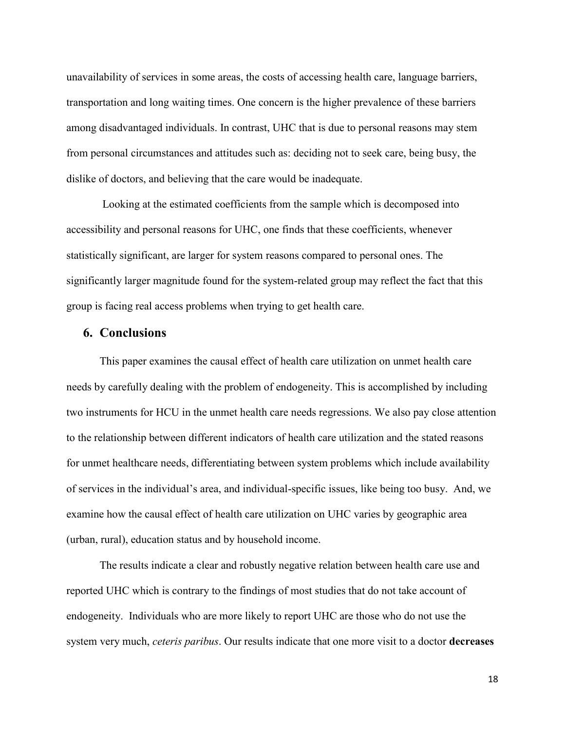unavailability of services in some areas, the costs of accessing health care, language barriers, transportation and long waiting times. One concern is the higher prevalence of these barriers among disadvantaged individuals. In contrast, UHC that is due to personal reasons may stem from personal circumstances and attitudes such as: deciding not to seek care, being busy, the dislike of doctors, and believing that the care would be inadequate.

Looking at the estimated coefficients from the sample which is decomposed into accessibility and personal reasons for UHC, one finds that these coefficients, whenever statistically significant, are larger for system reasons compared to personal ones. The significantly larger magnitude found for the system-related group may reflect the fact that this group is facing real access problems when trying to get health care.

## 6. Conclusions

This paper examines the causal effect of health care utilization on unmet health care needs by carefully dealing with the problem of endogeneity. This is accomplished by including two instruments for HCU in the unmet health care needs regressions. We also pay close attention to the relationship between different indicators of health care utilization and the stated reasons for unmet healthcare needs, differentiating between system problems which include availability of services in the individual's area, and individual-specific issues, like being too busy. And, we examine how the causal effect of health care utilization on UHC varies by geographic area (urban, rural), education status and by household income.

The results indicate a clear and robustly negative relation between health care use and reported UHC which is contrary to the findings of most studies that do not take account of endogeneity. Individuals who are more likely to report UHC are those who do not use the system very much, *ceteris paribus*. Our results indicate that one more visit to a doctor **decreases**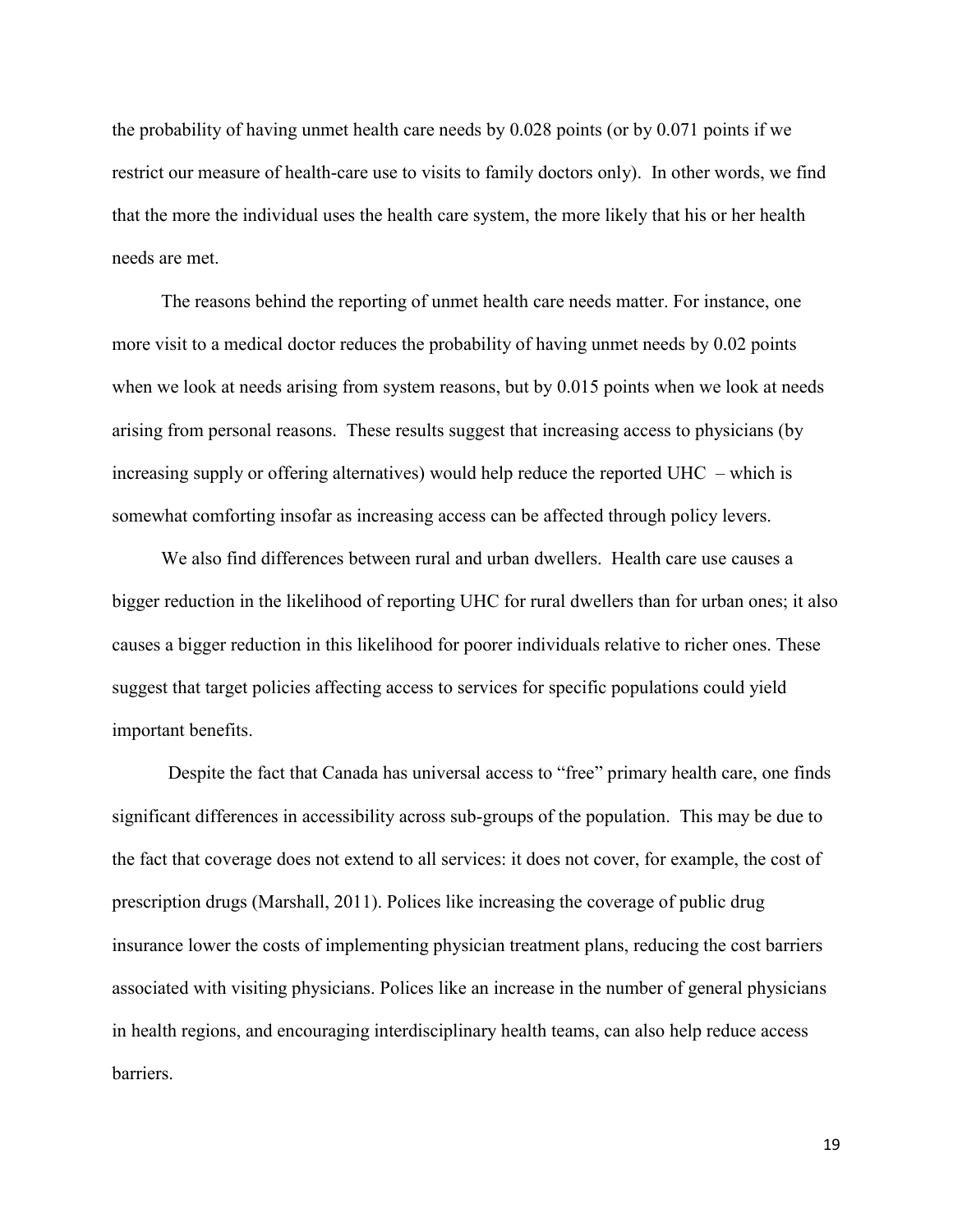the probability of having unmet health care needs by 0.028 points (or by 0.071 points if we restrict our measure of health-care use to visits to family doctors only). In other words, we find that the more the individual uses the health care system, the more likely that his or her health needs are met.

The reasons behind the reporting of unmet health care needs matter. For instance, one more visit to a medical doctor reduces the probability of having unmet needs by 0.02 points when we look at needs arising from system reasons, but by 0.015 points when we look at needs arising from personal reasons. These results suggest that increasing access to physicians (by increasing supply or offering alternatives) would help reduce the reported UHC – which is somewhat comforting insofar as increasing access can be affected through policy levers.

We also find differences between rural and urban dwellers. Health care use causes a bigger reduction in the likelihood of reporting UHC for rural dwellers than for urban ones; it also causes a bigger reduction in this likelihood for poorer individuals relative to richer ones. These suggest that target policies affecting access to services for specific populations could yield important benefits.

Despite the fact that Canada has universal access to "free" primary health care, one finds significant differences in accessibility across sub-groups of the population. This may be due to the fact that coverage does not extend to all services: it does not cover, for example, the cost of prescription drugs (Marshall, 2011). Polices like increasing the coverage of public drug insurance lower the costs of implementing physician treatment plans, reducing the cost barriers associated with visiting physicians. Polices like an increase in the number of general physicians in health regions, and encouraging interdisciplinary health teams, can also help reduce access barriers.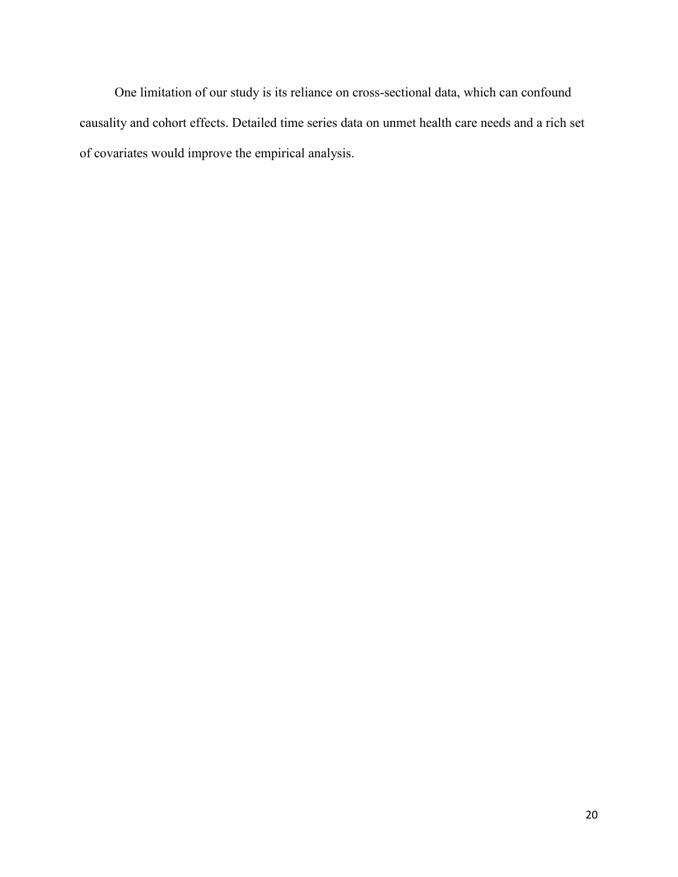One limitation of our study is its reliance on cross-sectional data, which can confound causality and cohort effects. Detailed time series data on unmet health care needs and a rich set of covariates would improve the empirical analysis.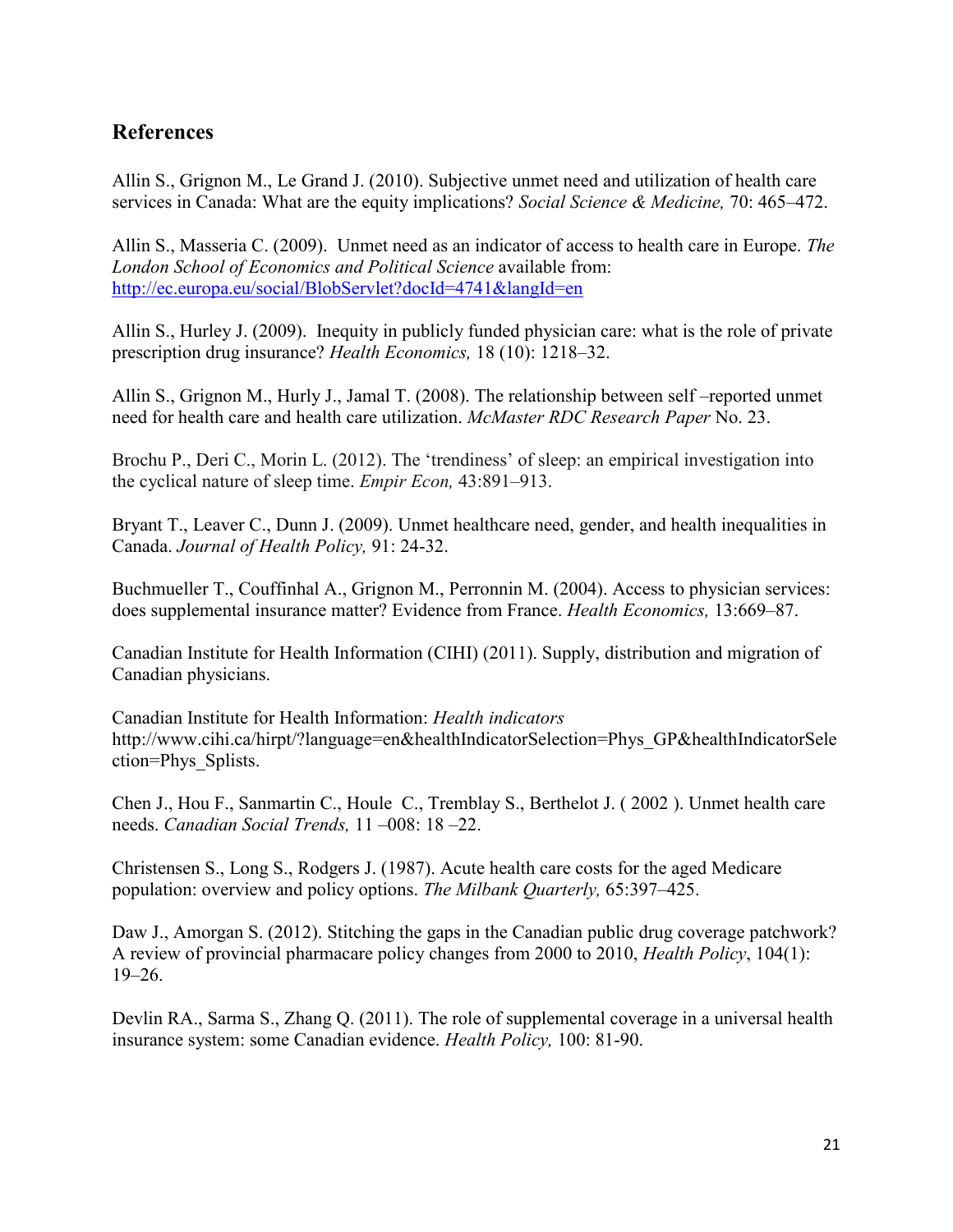## References

Allin S., Grignon M., Le Grand J. (2010). Subjective unmet need and utilization of health care services in Canada: What are the equity implications? *Social Science & Medicine,* 70: 465–472.

Allin S., Masseria C. (2009). Unmet need as an indicator of access to health care in Europe. *The London School of Economics and Political Science* available from: http://ec.europa.eu/social/BlobServlet?docId=4741&langId=en

Allin S., Hurley J. (2009). Inequity in publicly funded physician care: what is the role of private prescription drug insurance? *Health Economics,* 18 (10): 1218–32.

Allin S., Grignon M., Hurly J., Jamal T. (2008). The relationship between self –reported unmet need for health care and health care utilization. *McMaster RDC Research Paper* No. 23.

Brochu P., Deri C., Morin L. (2012). The 'trendiness' of sleep: an empirical investigation into the cyclical nature of sleep time. *Empir Econ,* 43:891–913.

Bryant T., Leaver C., Dunn J. (2009). Unmet healthcare need, gender, and health inequalities in Canada. *Journal of Health Policy,* 91: 24-32.

Buchmueller T., Couffinhal A., Grignon M., Perronnin M. (2004). Access to physician services: does supplemental insurance matter? Evidence from France. *Health Economics,* 13:669–87.

Canadian Institute for Health Information (CIHI) (2011). Supply, distribution and migration of Canadian physicians.

Canadian Institute for Health Information: *Health indicators* http://www.cihi.ca/hirpt/?language=en&healthIndicatorSelection=Phys_GP&healthIndicatorSelection=Phys_Splists.

Chen J., Hou F., Sanmartin C., Houle C., Tremblay S., Berthelot J. ( 2002 ). Unmet health care needs. *Canadian Social Trends,* 11 –008: 18 –22.

Christensen S., Long S., Rodgers J. (1987). Acute health care costs for the aged Medicare population: overview and policy options. *The Milbank Quarterly,* 65:397–425.

Daw J., Amorgan S. (2012). Stitching the gaps in the Canadian public drug coverage patchwork? A review of provincial pharmacare policy changes from 2000 to 2010, *Health Policy*, 104(1): 19–26.

Devlin RA., Sarma S., Zhang Q. (2011). The role of supplemental coverage in a universal health insurance system: some Canadian evidence. *Health Policy,* 100: 81-90.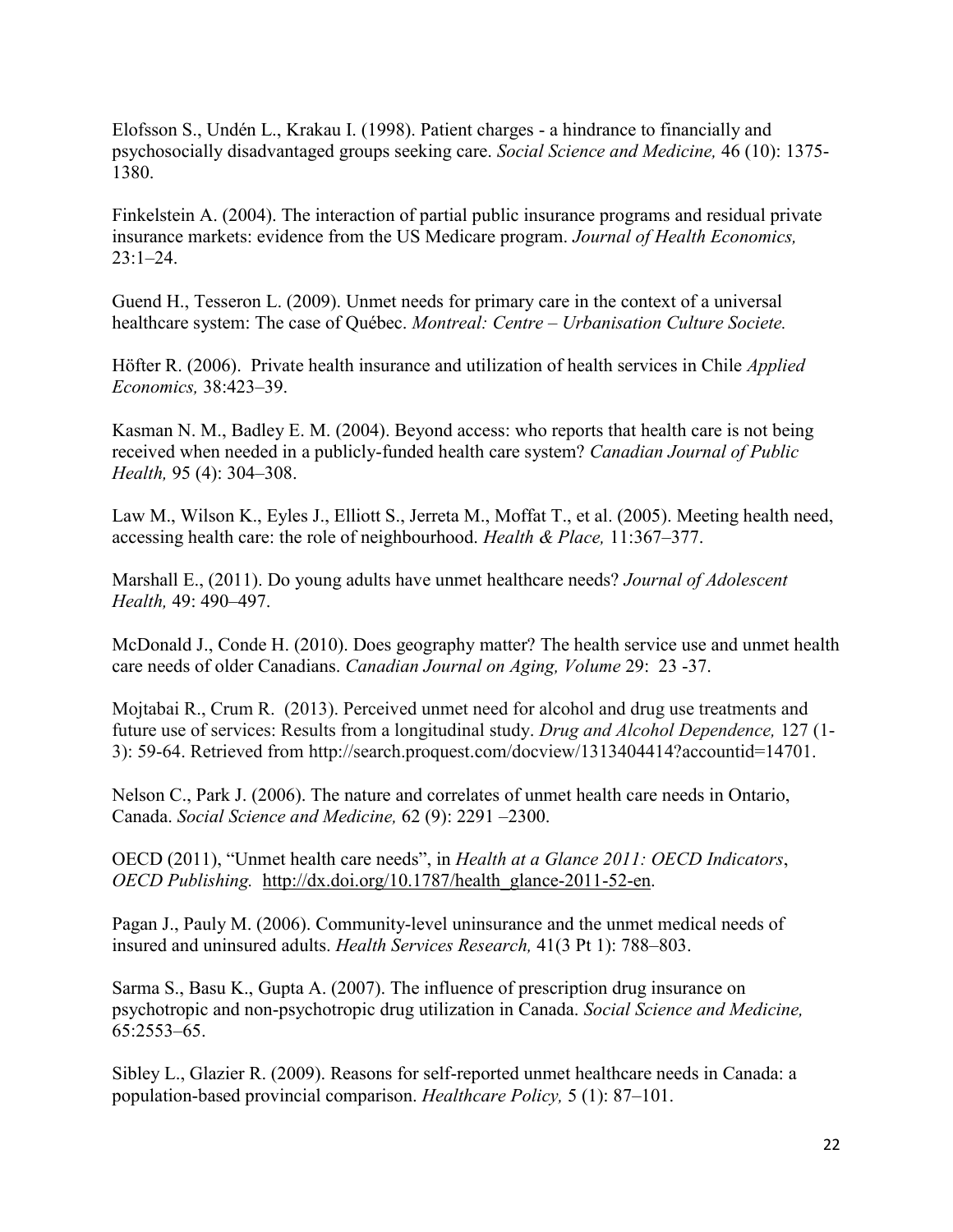Elofsson S., Undén L., Krakau I. (1998). Patient charges - a hindrance to financially and psychosocially disadvantaged groups seeking care. *Social Science and Medicine,* 46 (10): 1375-1380.

Finkelstein A. (2004). The interaction of partial public insurance programs and residual private insurance markets: evidence from the US Medicare program. *Journal of Health Economics,* 23:1–24.

Guend H., Tesseron L. (2009). Unmet needs for primary care in the context of a universal healthcare system: The case of Québec. *Montreal: Centre – Urbanisation Culture Societe.*

Höfter R. (2006). Private health insurance and utilization of health services in Chile *Applied Economics,* 38:423–39.

Kasman N. M., Badley E. M. (2004). Beyond access: who reports that health care is not being received when needed in a publicly-funded health care system? *Canadian Journal of Public Health,* 95 (4): 304–308.

Law M., Wilson K., Eyles J., Elliott S., Jerreta M., Moffat T., et al. (2005). Meeting health need, accessing health care: the role of neighbourhood. *Health & Place,* 11:367–377.

Marshall E., (2011). Do young adults have unmet healthcare needs? *Journal of Adolescent Health,* 49: 490–497.

McDonald J., Conde H. (2010). Does geography matter? The health service use and unmet health care needs of older Canadians. *Canadian Journal on Aging, Volume* 29: 23 -37.

Mojtabai R., Crum R. (2013). Perceived unmet need for alcohol and drug use treatments and future use of services: Results from a longitudinal study. *Drug and Alcohol Dependence,* 127 (1-3): 59-64. Retrieved from http://search.proquest.com/docview/1313404414?accountid=14701.

Nelson C., Park J. (2006). The nature and correlates of unmet health care needs in Ontario, Canada. *Social Science and Medicine,* 62 (9): 2291 –2300.

OECD (2011), "Unmet health care needs", in *Health at a Glance 2011: OECD Indicators*, *OECD Publishing.* http://dx.doi.org/10.1787/health_glance-2011-52-en.

Pagan J., Pauly M. (2006). Community-level uninsurance and the unmet medical needs of insured and uninsured adults. *Health Services Research,* 41(3 Pt 1): 788–803.

Sarma S., Basu K., Gupta A. (2007). The influence of prescription drug insurance on psychotropic and non-psychotropic drug utilization in Canada. *Social Science and Medicine,* 65:2553–65.

Sibley L., Glazier R. (2009). Reasons for self-reported unmet healthcare needs in Canada: a population-based provincial comparison. *Healthcare Policy,* 5 (1): 87–101.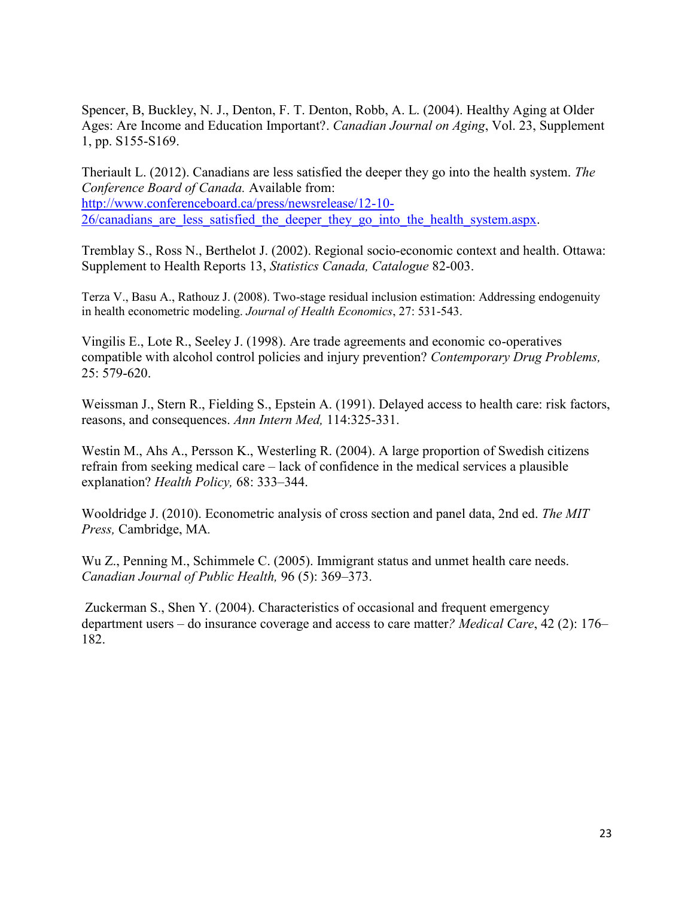Spencer, B, Buckley, N. J., Denton, F. T. Denton, Robb, A. L. (2004). Healthy Aging at Older Ages: Are Income and Education Important?. *Canadian Journal on Aging*, Vol. 23, Supplement 1, pp. S155-S169.

Theriault L. (2012). Canadians are less satisfied the deeper they go into the health system. *The Conference Board of Canada.* Available from: [http://www.conferenceboard.ca/press/newsrelease/12-10-26/canadians_are_less_satisfied_the_deeper_they_go_into_the_health_system.aspx](http://www.conferenceboard.ca/press/newsrelease/12-10-26/canadians_are_less_satisfied_the_deeper_they_go_into_the_health_system.aspx).

Tremblay S., Ross N., Berthelot J. (2002). Regional socio-economic context and health. Ottawa: Supplement to Health Reports 13, *Statistics Canada, Catalogue* 82-003.

Terza V., Basu A., Rathouz J. (2008). Two-stage residual inclusion estimation: Addressing endogenuity in health econometric modeling. *Journal of Health Economics*, 27: 531-543.

Vingilis E., Lote R., Seeley J. (1998). Are trade agreements and economic co-operatives compatible with alcohol control policies and injury prevention? *Contemporary Drug Problems,* 25: 579-620.

Weissman J., Stern R., Fielding S., Epstein A. (1991). Delayed access to health care: risk factors, reasons, and consequences. *Ann Intern Med,* 114:325-331.

Westin M., Ahs A., Persson K., Westerling R. (2004). A large proportion of Swedish citizens refrain from seeking medical care – lack of confidence in the medical services a plausible explanation? *Health Policy,* 68: 333–344.

Wooldridge J. (2010). Econometric analysis of cross section and panel data, 2nd ed. *The MIT Press,* Cambridge, MA.

Wu Z., Penning M., Schimmele C. (2005). Immigrant status and unmet health care needs. *Canadian Journal of Public Health,* 96 (5): 369–373.

Zuckerman S., Shen Y. (2004). Characteristics of occasional and frequent emergency department users – do insurance coverage and access to care matter*? Medical Care*, 42 (2): 176–182.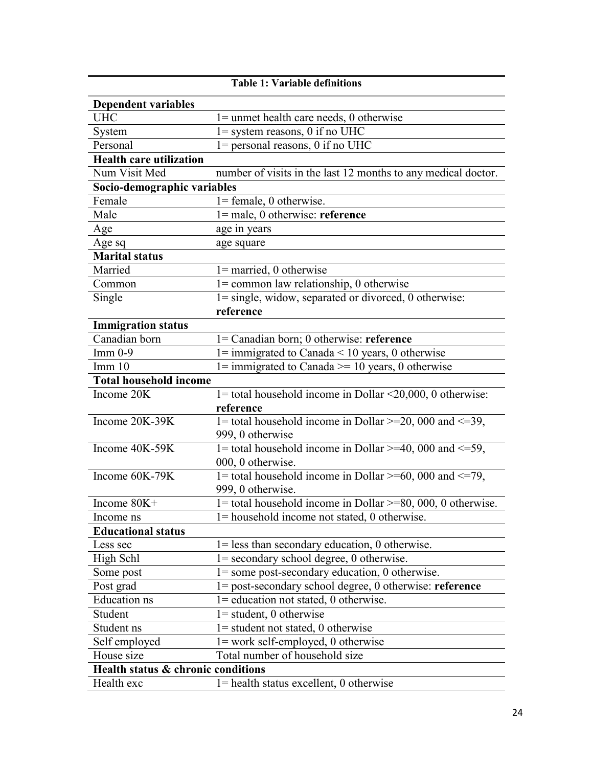**Table 1: Variable definitions**

| | |
|---|---|
| **Dependent variables** | |
| UHC | 1= unmet health care needs, 0 otherwise |
| System | 1= system reasons, 0 if no UHC |
| Personal | 1= personal reasons, 0 if no UHC |
| **Health care utilization** | |
| Num Visit Med | number of visits in the last 12 months to any medical doctor. |
| **Socio-demographic variables** | |
| Female | 1= female, 0 otherwise. |
| Male | 1= male, 0 otherwise: **reference** |
| Age | age in years |
| Age sq | age square |
| **Marital status** | |
| Married | 1= married, 0 otherwise |
| Common | 1= common law relationship, 0 otherwise |
| Single | 1= single, widow, separated or divorced, 0 otherwise: **reference** |
| **Immigration status** | |
| Canadian born | 1= Canadian born; 0 otherwise: **reference** |
| Imm 0-9 | 1= immigrated to Canada < 10 years, 0 otherwise |
| Imm 10 | 1= immigrated to Canada >= 10 years, 0 otherwise |
| **Total household income** | |
| Income 20K | 1= total household income in Dollar <20,000, 0 otherwise: **reference** |
| Income 20K-39K | 1= total household income in Dollar >=20, 000 and <=39, 999, 0 otherwise |
| Income 40K-59K | 1= total household income in Dollar >=40, 000 and <=59, 000, 0 otherwise. |
| Income 60K-79K | 1= total household income in Dollar >=60, 000 and <=79, 999, 0 otherwise. |
| Income 80K+ | 1= total household income in Dollar >=80, 000, 0 otherwise. |
| Income ns | 1= household income not stated, 0 otherwise. |
| **Educational status** | |
| Less sec | 1= less than secondary education, 0 otherwise. |
| High Schl | 1= secondary school degree, 0 otherwise. |
| Some post | 1= some post-secondary education, 0 otherwise. |
| Post grad | 1= post-secondary school degree, 0 otherwise: **reference** |
| Education ns | 1= education not stated, 0 otherwise. |
| Student | 1= student, 0 otherwise |
| Student ns | 1= student not stated, 0 otherwise |
| Self employed | 1= work self-employed, 0 otherwise |
| House size | Total number of household size |
| **Health status & chronic conditions** | |
| Health exc | 1= health status excellent, 0 otherwise |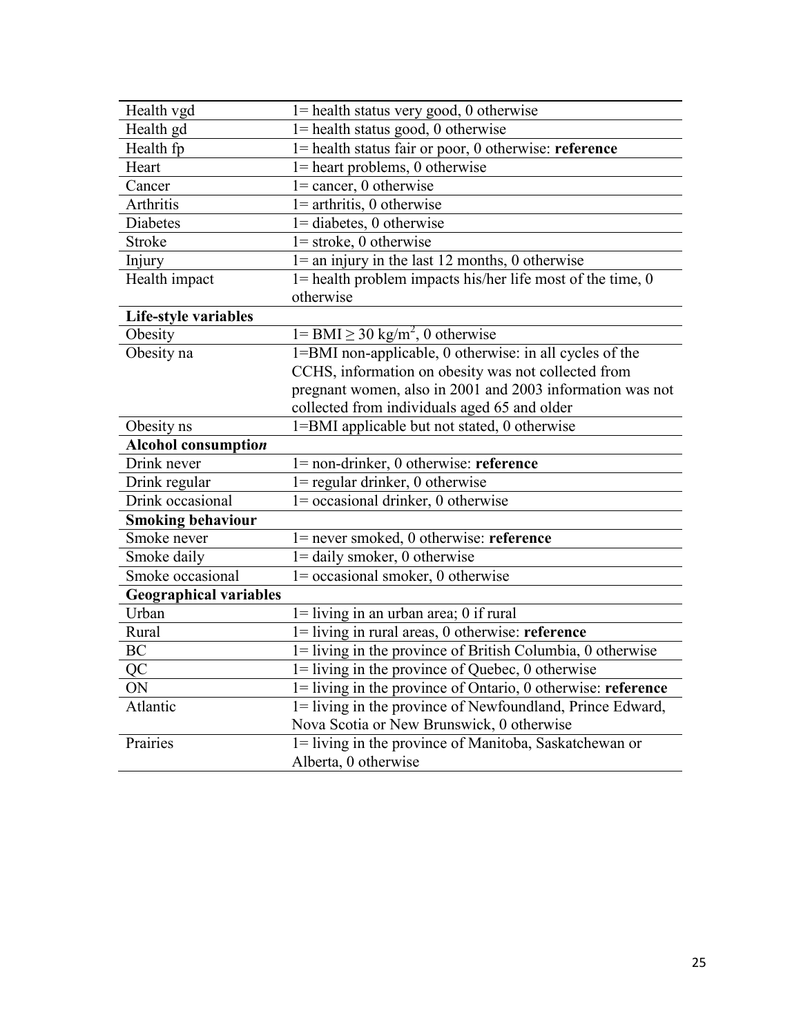| | |
|---|---|
| Health vgd | 1= health status very good, 0 otherwise |
| Health gd | 1= health status good, 0 otherwise |
| Health fp | 1= health status fair or poor, 0 otherwise: **reference** |
| Heart | 1= heart problems, 0 otherwise |
| Cancer | 1= cancer, 0 otherwise |
| Arthritis | 1= arthritis, 0 otherwise |
| Diabetes | 1= diabetes, 0 otherwise |
| Stroke | 1= stroke, 0 otherwise |
| Injury | 1= an injury in the last 12 months, 0 otherwise |
| Health impact | 1= health problem impacts his/her life most of the time, 0 otherwise |
| **Life-style variables** | |
| Obesity | 1= BMI $\geq$ 30 kg/$m^2$, 0 otherwise |
| Obesity na | 1=BMI non-applicable, 0 otherwise: in all cycles of the CCHS, information on obesity was not collected from pregnant women, also in 2001 and 2003 information was not collected from individuals aged 65 and older |
| Obesity ns | 1=BMI applicable but not stated, 0 otherwise |
| **Alcohol consumption** | |
| Drink never | 1= non-drinker, 0 otherwise: **reference** |
| Drink regular | 1= regular drinker, 0 otherwise |
| Drink occasional | 1= occasional drinker, 0 otherwise |
| **Smoking behaviour** | |
| Smoke never | 1= never smoked, 0 otherwise: **reference** |
| Smoke daily | 1= daily smoker, 0 otherwise |
| Smoke occasional | 1= occasional smoker, 0 otherwise |
| **Geographical variables** | |
| Urban | 1= living in an urban area; 0 if rural |
| Rural | 1= living in rural areas, 0 otherwise: **reference** |
| BC | 1= living in the province of British Columbia, 0 otherwise |
| QC | 1= living in the province of Quebec, 0 otherwise |
| ON | 1= living in the province of Ontario, 0 otherwise: **reference** |
| Atlantic | 1= living in the province of Newfoundland, Prince Edward, Nova Scotia or New Brunswick, 0 otherwise |
| Prairies | 1= living in the province of Manitoba, Saskatchewan or Alberta, 0 otherwise |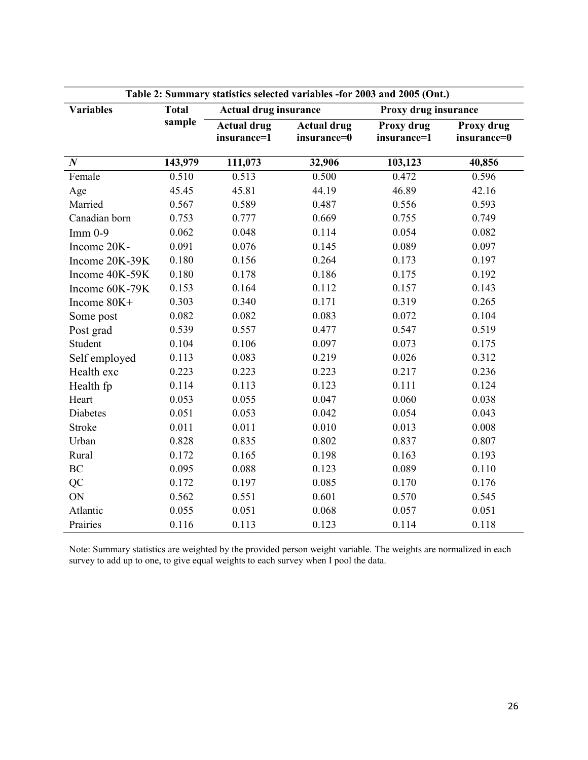**Table 2: Summary statistics selected variables -for 2003 and 2005 (Ont.)**

| Variables | Total sample | Actual drug insurance | | Proxy drug insurance | |
|---|---|---|---|---|---|
| | | Actual drug insurance=1 | Actual drug insurance=0 | Proxy drug insurance=1 | Proxy drug insurance=0 |
| ***N*** | **143,979** | **111,073** | **32,906** | **103,123** | **40,856** |
| Female | 0.510 | 0.513 | 0.500 | 0.472 | 0.596 |
| Age | 45.45 | 45.81 | 44.19 | 46.89 | 42.16 |
| Married | 0.567 | 0.589 | 0.487 | 0.556 | 0.593 |
| Canadian born | 0.753 | 0.777 | 0.669 | 0.755 | 0.749 |
| Imm 0-9 | 0.062 | 0.048 | 0.114 | 0.054 | 0.082 |
| Income 20K- | 0.091 | 0.076 | 0.145 | 0.089 | 0.097 |
| Income 20K-39K | 0.180 | 0.156 | 0.264 | 0.173 | 0.197 |
| Income 40K-59K | 0.180 | 0.178 | 0.186 | 0.175 | 0.192 |
| Income 60K-79K | 0.153 | 0.164 | 0.112 | 0.157 | 0.143 |
| Income 80K+ | 0.303 | 0.340 | 0.171 | 0.319 | 0.265 |
| Some post | 0.082 | 0.082 | 0.083 | 0.072 | 0.104 |
| Post grad | 0.539 | 0.557 | 0.477 | 0.547 | 0.519 |
| Student | 0.104 | 0.106 | 0.097 | 0.073 | 0.175 |
| Self employed | 0.113 | 0.083 | 0.219 | 0.026 | 0.312 |
| Health exc | 0.223 | 0.223 | 0.223 | 0.217 | 0.236 |
| Health fp | 0.114 | 0.113 | 0.123 | 0.111 | 0.124 |
| Heart | 0.053 | 0.055 | 0.047 | 0.060 | 0.038 |
| Diabetes | 0.051 | 0.053 | 0.042 | 0.054 | 0.043 |
| Stroke | 0.011 | 0.011 | 0.010 | 0.013 | 0.008 |
| Urban | 0.828 | 0.835 | 0.802 | 0.837 | 0.807 |
| Rural | 0.172 | 0.165 | 0.198 | 0.163 | 0.193 |
| BC | 0.095 | 0.088 | 0.123 | 0.089 | 0.110 |
| QC | 0.172 | 0.197 | 0.085 | 0.170 | 0.176 |
| ON | 0.562 | 0.551 | 0.601 | 0.570 | 0.545 |
| Atlantic | 0.055 | 0.051 | 0.068 | 0.057 | 0.051 |
| Prairies | 0.116 | 0.113 | 0.123 | 0.114 | 0.118 |

Note: Summary statistics are weighted by the provided person weight variable. The weights are normalized in each survey to add up to one, to give equal weights to each survey when I pool the data.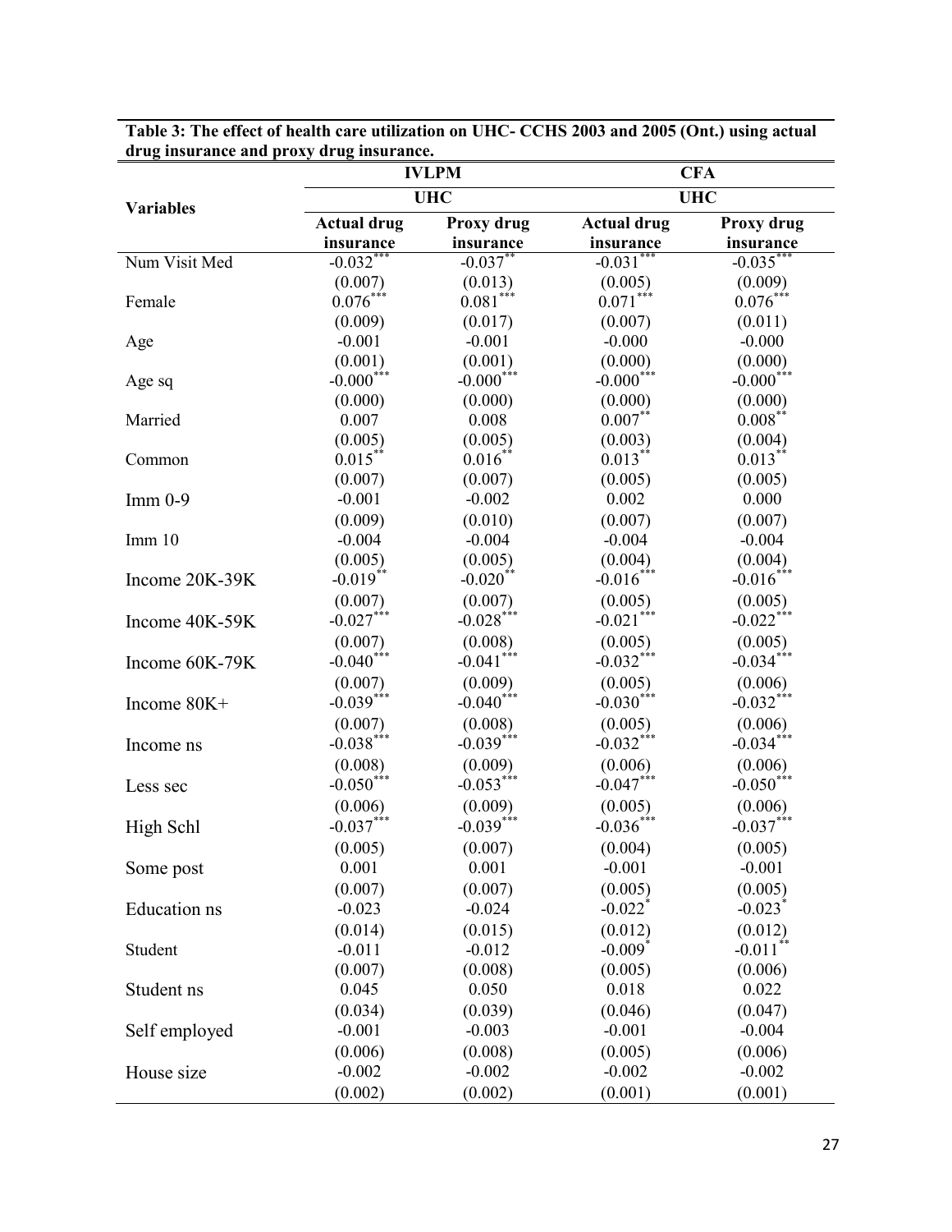**Table 3: The effect of health care utilization on UHC- CCHS 2003 and 2005 (Ont.) using actual drug insurance and proxy drug insurance.**

| Variables | IVLPM | | CFA | |
|---|---|---|---|---|
| | UHC | | UHC | |
| | Actual drug insurance | Proxy drug insurance | Actual drug insurance | Proxy drug insurance |
| Num Visit Med | -0.032*** | -0.037** | -0.031*** | -0.035*** |
| | (0.007) | (0.013) | (0.005) | (0.009) |
| Female | 0.076*** | 0.081*** | 0.071*** | 0.076*** |
| | (0.009) | (0.017) | (0.007) | (0.011) |
| Age | -0.001 | -0.001 | -0.000 | -0.000 |
| | (0.001) | (0.001) | (0.000) | (0.000) |
| Age sq | -0.000*** | -0.000*** | -0.000*** | -0.000*** |
| | (0.000) | (0.000) | (0.000) | (0.000) |
| Married | 0.007 | 0.008 | 0.007** | 0.008** |
| | (0.005) | (0.005) | (0.003) | (0.004) |
| Common | 0.015** | 0.016** | 0.013** | 0.013** |
| | (0.007) | (0.007) | (0.005) | (0.005) |
| Imm 0-9 | -0.001 | -0.002 | 0.002 | 0.000 |
| | (0.009) | (0.010) | (0.007) | (0.007) |
| Imm 10 | -0.004 | -0.004 | -0.004 | -0.004 |
| | (0.005) | (0.005) | (0.004) | (0.004) |
| Income 20K-39K | -0.019** | -0.020** | -0.016*** | -0.016*** |
| | (0.007) | (0.007) | (0.005) | (0.005) |
| Income 40K-59K | -0.027*** | -0.028*** | -0.021*** | -0.022*** |
| | (0.007) | (0.008) | (0.005) | (0.005) |
| Income 60K-79K | -0.040*** | -0.041*** | -0.032*** | -0.034*** |
| | (0.007) | (0.009) | (0.005) | (0.006) |
| Income 80K+ | -0.039*** | -0.040*** | -0.030*** | -0.032*** |
| | (0.007) | (0.008) | (0.005) | (0.006) |
| Income ns | -0.038*** | -0.039*** | -0.032*** | -0.034*** |
| | (0.008) | (0.009) | (0.006) | (0.006) |
| Less sec | -0.050*** | -0.053*** | -0.047*** | -0.050*** |
| | (0.006) | (0.009) | (0.005) | (0.006) |
| High Schl | -0.037*** | -0.039*** | -0.036*** | -0.037*** |
| | (0.005) | (0.007) | (0.004) | (0.005) |
| Some post | 0.001 | 0.001 | -0.001 | -0.001 |
| | (0.007) | (0.007) | (0.005) | (0.005) |
| Education ns | -0.023 | -0.024 | -0.022* | -0.023* |
| | (0.014) | (0.015) | (0.012) | (0.012) |
| Student | -0.011 | -0.012 | -0.009* | -0.011** |
| | (0.007) | (0.008) | (0.005) | (0.006) |
| Student ns | 0.045 | 0.050 | 0.018 | 0.022 |
| | (0.034) | (0.039) | (0.046) | (0.047) |
| Self employed | -0.001 | -0.003 | -0.001 | -0.004 |
| | (0.006) | (0.008) | (0.005) | (0.006) |
| House size | -0.002 | -0.002 | -0.002 | -0.002 |
| | (0.002) | (0.002) | (0.001) | (0.001) |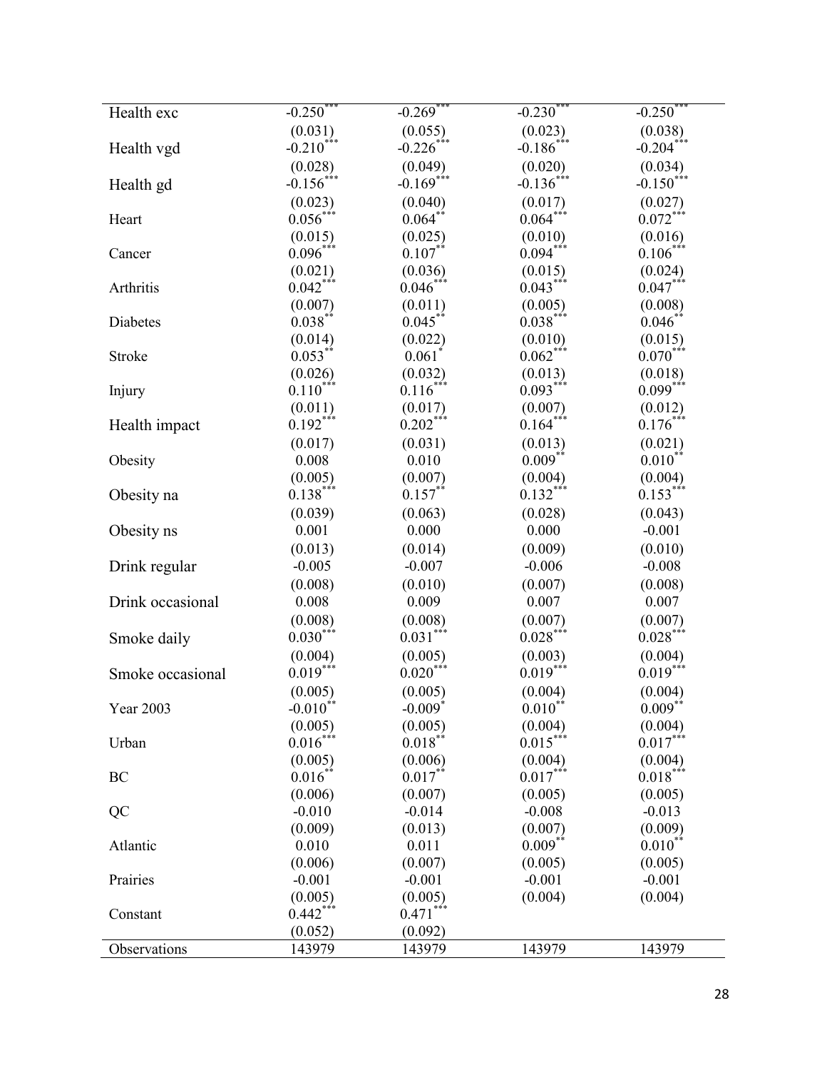| | | | | |
|---|---|---|---|---|
| Health exc | -0.250*** | -0.269*** | -0.230*** | -0.250*** |
| | (0.031) | (0.055) | (0.023) | (0.038) |
| Health vgd | -0.210*** | -0.226*** | -0.186*** | -0.204*** |
| | (0.028) | (0.049) | (0.020) | (0.034) |
| Health gd | -0.156*** | -0.169*** | -0.136*** | -0.150*** |
| | (0.023) | (0.040) | (0.017) | (0.027) |
| Heart | 0.056*** | 0.064** | 0.064*** | 0.072*** |
| | (0.015) | (0.025) | (0.010) | (0.016) |
| Cancer | 0.096*** | 0.107** | 0.094*** | 0.106*** |
| | (0.021) | (0.036) | (0.015) | (0.024) |
| Arthritis | 0.042*** | 0.046*** | 0.043*** | 0.047*** |
| | (0.007) | (0.011) | (0.005) | (0.008) |
| Diabetes | 0.038** | 0.045** | 0.038*** | 0.046** |
| | (0.014) | (0.022) | (0.010) | (0.015) |
| Stroke | 0.053** | 0.061* | 0.062*** | 0.070*** |
| | (0.026) | (0.032) | (0.013) | (0.018) |
| Injury | 0.110*** | 0.116*** | 0.093*** | 0.099*** |
| | (0.011) | (0.017) | (0.007) | (0.012) |
| Health impact | 0.192*** | 0.202*** | 0.164*** | 0.176*** |
| | (0.017) | (0.031) | (0.013) | (0.021) |
| Obesity | 0.008 | 0.010 | 0.009** | 0.010** |
| | (0.005) | (0.007) | (0.004) | (0.004) |
| Obesity na | 0.138*** | 0.157** | 0.132*** | 0.153*** |
| | (0.039) | (0.063) | (0.028) | (0.043) |
| Obesity ns | 0.001 | 0.000 | 0.000 | -0.001 |
| | (0.013) | (0.014) | (0.009) | (0.010) |
| Drink regular | -0.005 | -0.007 | -0.006 | -0.008 |
| | (0.008) | (0.010) | (0.007) | (0.008) |
| Drink occasional | 0.008 | 0.009 | 0.007 | 0.007 |
| | (0.008) | (0.008) | (0.007) | (0.007) |
| Smoke daily | 0.030*** | 0.031*** | 0.028*** | 0.028*** |
| | (0.004) | (0.005) | (0.003) | (0.004) |
| Smoke occasional | 0.019*** | 0.020*** | 0.019*** | 0.019*** |
| | (0.005) | (0.005) | (0.004) | (0.004) |
| Year 2003 | -0.010** | -0.009* | 0.010** | 0.009** |
| | (0.005) | (0.005) | (0.004) | (0.004) |
| Urban | 0.016*** | 0.018** | 0.015*** | 0.017*** |
| | (0.005) | (0.006) | (0.004) | (0.004) |
| BC | 0.016** | 0.017** | 0.017*** | 0.018*** |
| | (0.006) | (0.007) | (0.005) | (0.005) |
| QC | -0.010 | -0.014 | -0.008 | -0.013 |
| | (0.009) | (0.013) | (0.007) | (0.009) |
| Atlantic | 0.010 | 0.011 | 0.009** | 0.010** |
| | (0.006) | (0.007) | (0.005) | (0.005) |
| Prairies | -0.001 | -0.001 | -0.001 | -0.001 |
| | (0.005) | (0.005) | (0.004) | (0.004) |
| Constant | 0.442*** | 0.471*** | | |
| | (0.052) | (0.092) | | |
| Observations | 143979 | 143979 | 143979 | 143979 |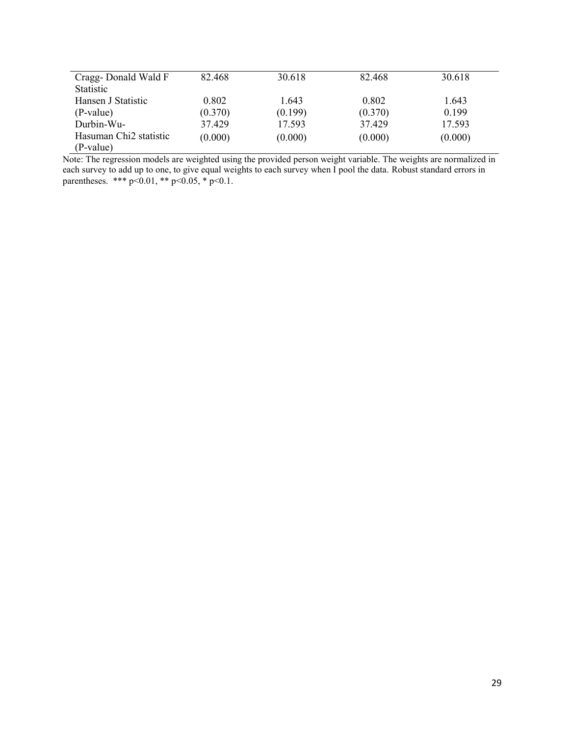| | | | | |
|---|---|---|---|---|
| Cragg- Donald Wald F Statistic | 82.468 | 30.618 | 82.468 | 30.618 |
| Hansen J Statistic | 0.802 | 1.643 | 0.802 | 1.643 |
| (P-value) | (0.370) | (0.199) | (0.370) | 0.199 |
| Durbin-Wu-Hasuman Chi2 statistic | 37.429 | 17.593 | 37.429 | 17.593 |
| (P-value) | (0.000) | (0.000) | (0.000) | (0.000) |

Note: The regression models are weighted using the provided person weight variable. The weights are normalized in each survey to add up to one, to give equal weights to each survey when I pool the data. Robust standard errors in parentheses. *** p<0.01, ** p<0.05, * p<0.1.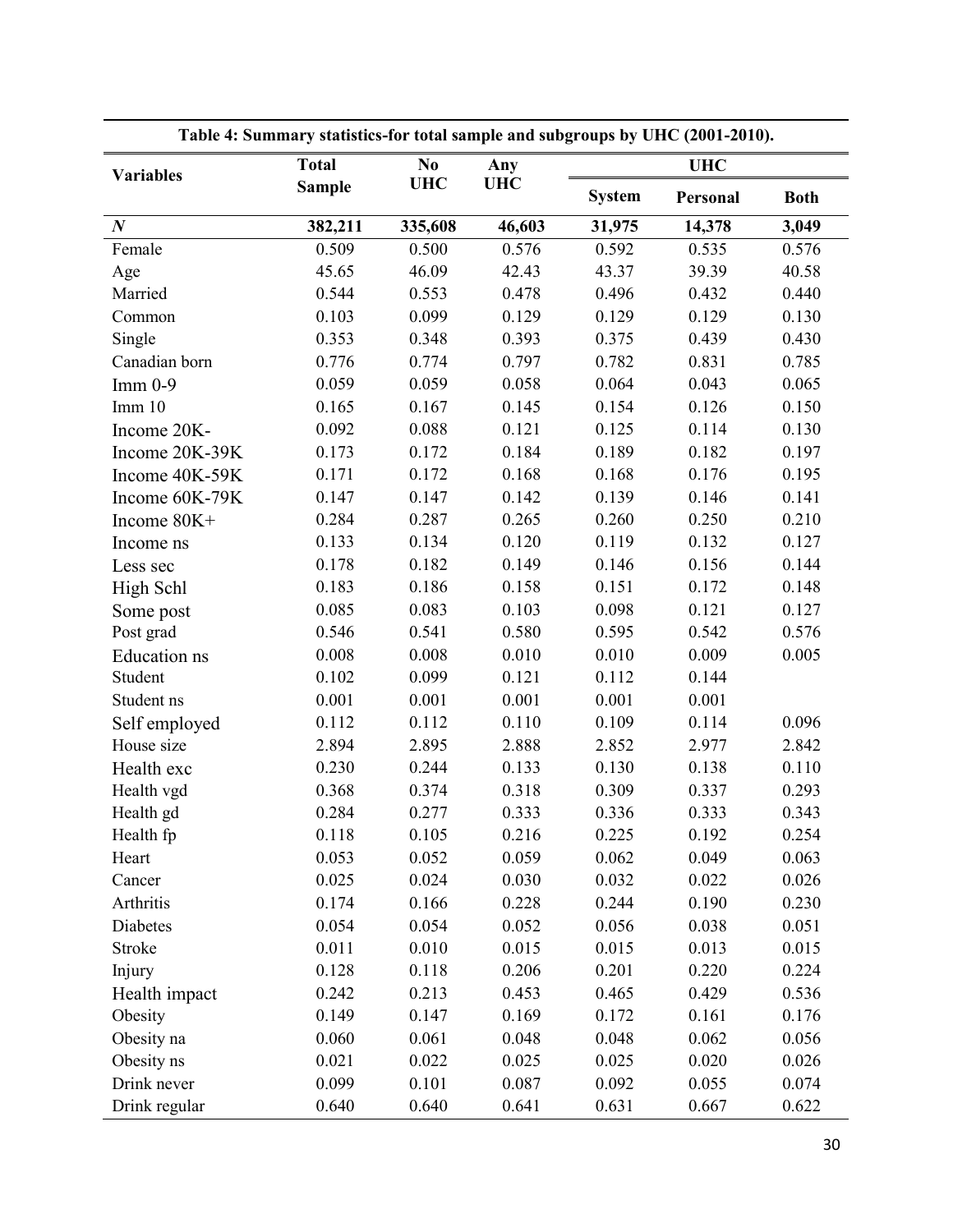**Table 4: Summary statistics-for total sample and subgroups by UHC (2001-2010).**

| Variables | Total Sample | No UHC | Any UHC | UHC | | |
|---|---|---|---|---|---|---|
| | | | | System | Personal | Both |
| ***N*** | **382,211** | **335,608** | **46,603** | **31,975** | **14,378** | **3,049** |
| Female | 0.509 | 0.500 | 0.576 | 0.592 | 0.535 | 0.576 |
| Age | 45.65 | 46.09 | 42.43 | 43.37 | 39.39 | 40.58 |
| Married | 0.544 | 0.553 | 0.478 | 0.496 | 0.432 | 0.440 |
| Common | 0.103 | 0.099 | 0.129 | 0.129 | 0.129 | 0.130 |
| Single | 0.353 | 0.348 | 0.393 | 0.375 | 0.439 | 0.430 |
| Canadian born | 0.776 | 0.774 | 0.797 | 0.782 | 0.831 | 0.785 |
| Imm 0-9 | 0.059 | 0.059 | 0.058 | 0.064 | 0.043 | 0.065 |
| Imm 10 | 0.165 | 0.167 | 0.145 | 0.154 | 0.126 | 0.150 |
| Income 20K- | 0.092 | 0.088 | 0.121 | 0.125 | 0.114 | 0.130 |
| Income 20K-39K | 0.173 | 0.172 | 0.184 | 0.189 | 0.182 | 0.197 |
| Income 40K-59K | 0.171 | 0.172 | 0.168 | 0.168 | 0.176 | 0.195 |
| Income 60K-79K | 0.147 | 0.147 | 0.142 | 0.139 | 0.146 | 0.141 |
| Income 80K+ | 0.284 | 0.287 | 0.265 | 0.260 | 0.250 | 0.210 |
| Income ns | 0.133 | 0.134 | 0.120 | 0.119 | 0.132 | 0.127 |
| Less sec | 0.178 | 0.182 | 0.149 | 0.146 | 0.156 | 0.144 |
| High Schl | 0.183 | 0.186 | 0.158 | 0.151 | 0.172 | 0.148 |
| Some post | 0.085 | 0.083 | 0.103 | 0.098 | 0.121 | 0.127 |
| Post grad | 0.546 | 0.541 | 0.580 | 0.595 | 0.542 | 0.576 |
| Education ns | 0.008 | 0.008 | 0.010 | 0.010 | 0.009 | 0.005 |
| Student | 0.102 | 0.099 | 0.121 | 0.112 | 0.144 | |
| Student ns | 0.001 | 0.001 | 0.001 | 0.001 | 0.001 | |
| Self employed | 0.112 | 0.112 | 0.110 | 0.109 | 0.114 | 0.096 |
| House size | 2.894 | 2.895 | 2.888 | 2.852 | 2.977 | 2.842 |
| Health exc | 0.230 | 0.244 | 0.133 | 0.130 | 0.138 | 0.110 |
| Health vgd | 0.368 | 0.374 | 0.318 | 0.309 | 0.337 | 0.293 |
| Health gd | 0.284 | 0.277 | 0.333 | 0.336 | 0.333 | 0.343 |
| Health fp | 0.118 | 0.105 | 0.216 | 0.225 | 0.192 | 0.254 |
| Heart | 0.053 | 0.052 | 0.059 | 0.062 | 0.049 | 0.063 |
| Cancer | 0.025 | 0.024 | 0.030 | 0.032 | 0.022 | 0.026 |
| Arthritis | 0.174 | 0.166 | 0.228 | 0.244 | 0.190 | 0.230 |
| Diabetes | 0.054 | 0.054 | 0.052 | 0.056 | 0.038 | 0.051 |
| Stroke | 0.011 | 0.010 | 0.015 | 0.015 | 0.013 | 0.015 |
| Injury | 0.128 | 0.118 | 0.206 | 0.201 | 0.220 | 0.224 |
| Health impact | 0.242 | 0.213 | 0.453 | 0.465 | 0.429 | 0.536 |
| Obesity | 0.149 | 0.147 | 0.169 | 0.172 | 0.161 | 0.176 |
| Obesity na | 0.060 | 0.061 | 0.048 | 0.048 | 0.062 | 0.056 |
| Obesity ns | 0.021 | 0.022 | 0.025 | 0.025 | 0.020 | 0.026 |
| Drink never | 0.099 | 0.101 | 0.087 | 0.092 | 0.055 | 0.074 |
| Drink regular | 0.640 | 0.640 | 0.641 | 0.631 | 0.667 | 0.622 |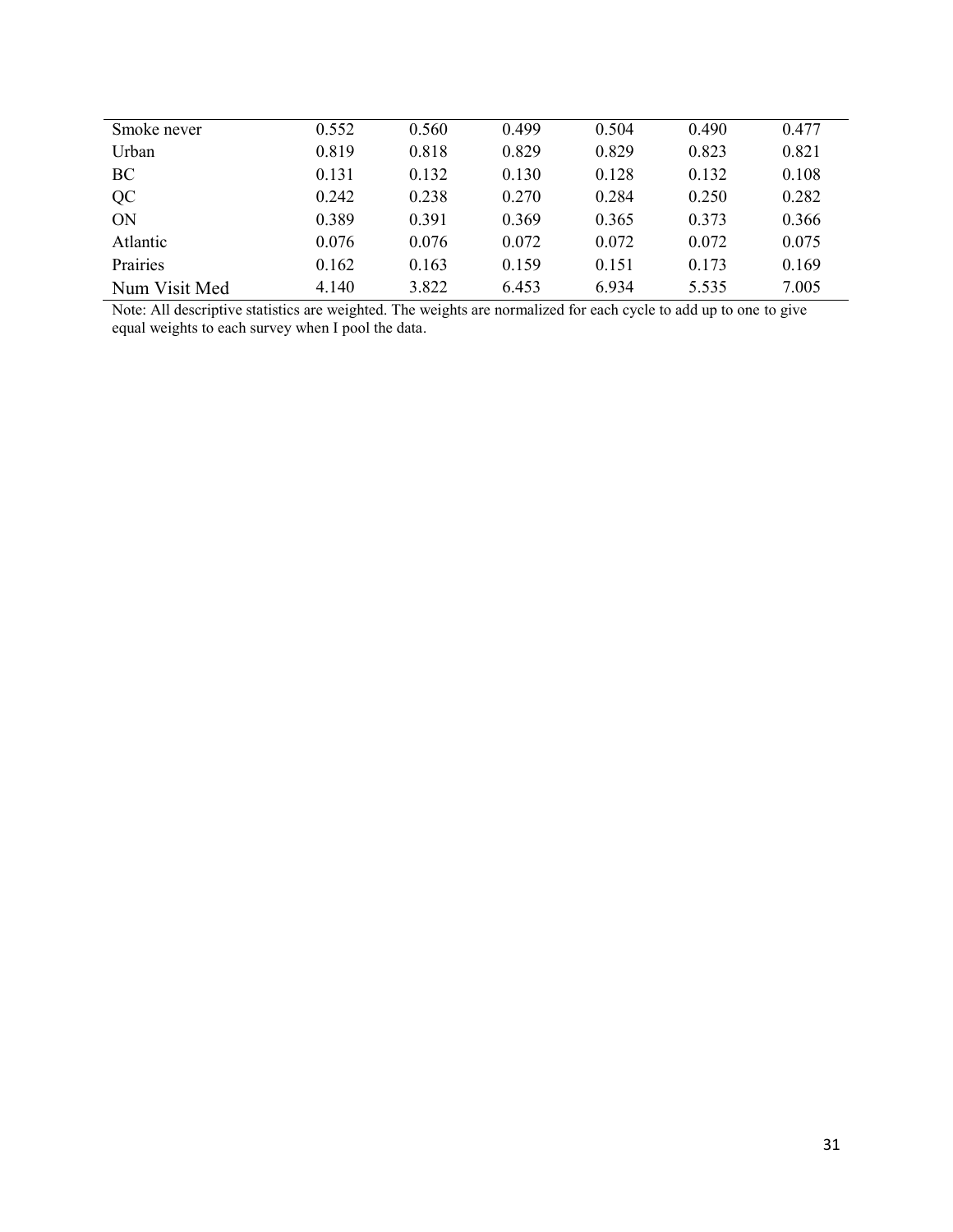| | | | | | | |
|---|---|---|---|---|---|---|
| Smoke never | 0.552 | 0.560 | 0.499 | 0.504 | 0.490 | 0.477 |
| Urban | 0.819 | 0.818 | 0.829 | 0.829 | 0.823 | 0.821 |
| BC | 0.131 | 0.132 | 0.130 | 0.128 | 0.132 | 0.108 |
| QC | 0.242 | 0.238 | 0.270 | 0.284 | 0.250 | 0.282 |
| ON | 0.389 | 0.391 | 0.369 | 0.365 | 0.373 | 0.366 |
| Atlantic | 0.076 | 0.076 | 0.072 | 0.072 | 0.072 | 0.075 |
| Prairies | 0.162 | 0.163 | 0.159 | 0.151 | 0.173 | 0.169 |
| Num Visit Med | 4.140 | 3.822 | 6.453 | 6.934 | 5.535 | 7.005 |

Note: All descriptive statistics are weighted. The weights are normalized for each cycle to add up to one to give equal weights to each survey when I pool the data.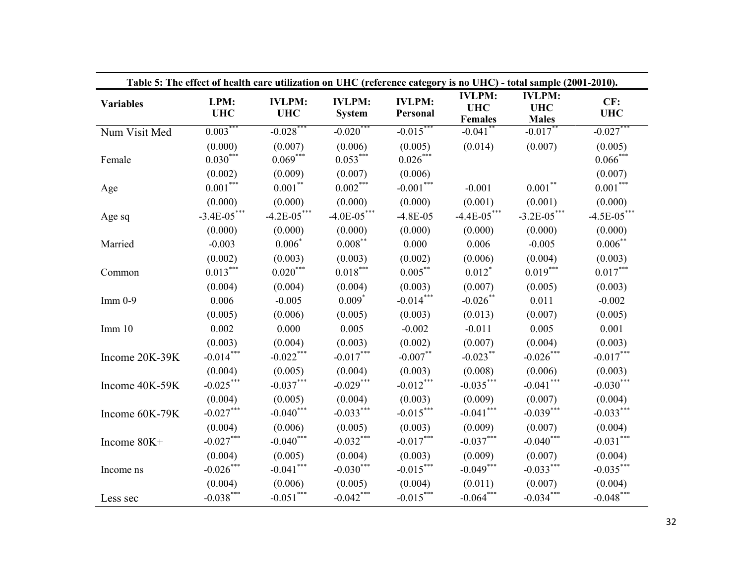**Table 5: The effect of health care utilization on UHC (reference category is no UHC) - total sample (2001-2010).**

| Variables | LPM: UHC | IVLPM: UHC | IVLPM: System | IVLPM: Personal | IVLPM: UHC Females | IVLPM: UHC Males | CF: UHC |
|---|---|---|---|---|---|---|---|
| Num Visit Med | 0.003*** | -0.028*** | -0.020*** | -0.015*** | -0.041** | -0.017** | -0.027*** |
| | (0.000) | (0.007) | (0.006) | (0.005) | (0.014) | (0.007) | (0.005) |
| Female | 0.030*** | 0.069*** | 0.053*** | 0.026*** | | | 0.066*** |
| | (0.002) | (0.009) | (0.007) | (0.006) | | | (0.007) |
| Age | 0.001*** | 0.001** | 0.002*** | -0.001*** | -0.001 | 0.001** | 0.001*** |
| | (0.000) | (0.000) | (0.000) | (0.000) | (0.001) | (0.001) | (0.000) |
| Age sq | -3.4E-05*** | -4.2E-05*** | -4.0E-05*** | -4.8E-05 | -4.4E-05*** | -3.2E-05*** | -4.5E-05*** |
| | (0.000) | (0.000) | (0.000) | (0.000) | (0.000) | (0.000) | (0.000) |
| Married | -0.003 | 0.006* | 0.008** | 0.000 | 0.006 | -0.005 | 0.006** |
| | (0.002) | (0.003) | (0.003) | (0.002) | (0.006) | (0.004) | (0.003) |
| Common | 0.013*** | 0.020*** | 0.018*** | 0.005** | 0.012* | 0.019*** | 0.017*** |
| | (0.004) | (0.004) | (0.004) | (0.003) | (0.007) | (0.005) | (0.003) |
| Imm 0-9 | 0.006 | -0.005 | 0.009* | -0.014*** | -0.026** | 0.011 | -0.002 |
| | (0.005) | (0.006) | (0.005) | (0.003) | (0.013) | (0.007) | (0.005) |
| Imm 10 | 0.002 | 0.000 | 0.005 | -0.002 | -0.011 | 0.005 | 0.001 |
| | (0.003) | (0.004) | (0.003) | (0.002) | (0.007) | (0.004) | (0.003) |
| Income 20K-39K | -0.014*** | -0.022*** | -0.017*** | -0.007** | -0.023** | -0.026*** | -0.017*** |
| | (0.004) | (0.005) | (0.004) | (0.003) | (0.008) | (0.006) | (0.003) |
| Income 40K-59K | -0.025*** | -0.037*** | -0.029*** | -0.012*** | -0.035*** | -0.041*** | -0.030*** |
| | (0.004) | (0.005) | (0.004) | (0.003) | (0.009) | (0.007) | (0.004) |
| Income 60K-79K | -0.027*** | -0.040*** | -0.033*** | -0.015*** | -0.041*** | -0.039*** | -0.033*** |
| | (0.004) | (0.006) | (0.005) | (0.003) | (0.009) | (0.007) | (0.004) |
| Income 80K+ | -0.027*** | -0.040*** | -0.032*** | -0.017*** | -0.037*** | -0.040*** | -0.031*** |
| | (0.004) | (0.005) | (0.004) | (0.003) | (0.009) | (0.007) | (0.004) |
| Income ns | -0.026*** | -0.041*** | -0.030*** | -0.015*** | -0.049*** | -0.033*** | -0.035*** |
| | (0.004) | (0.006) | (0.005) | (0.004) | (0.011) | (0.007) | (0.004) |
| Less sec | -0.038*** | -0.051*** | -0.042*** | -0.015*** | -0.064*** | -0.034*** | -0.048*** |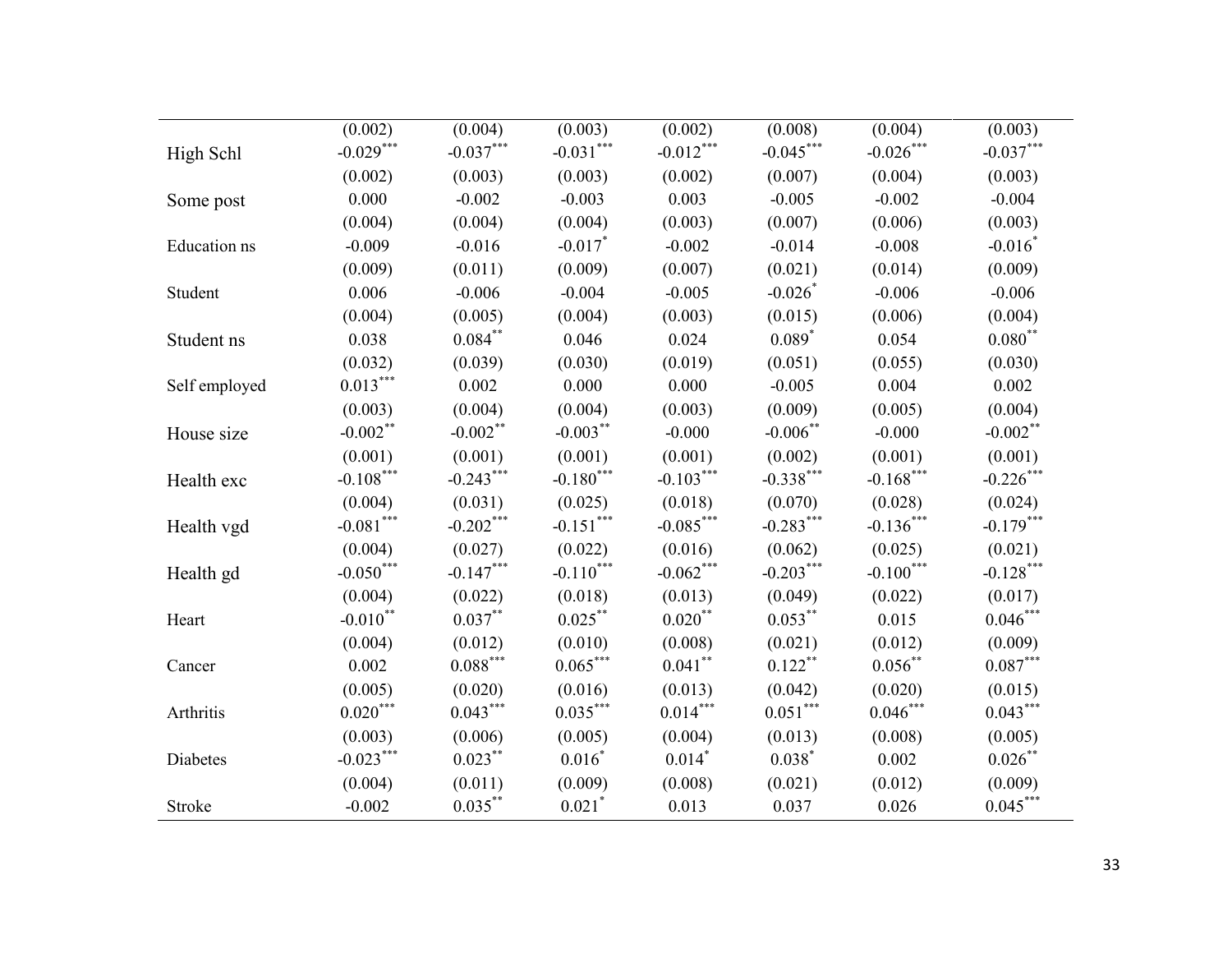| | | | | | | | |
|---|---|---|---|---|---|---|---|
| | (0.002) | (0.004) | (0.003) | (0.002) | (0.008) | (0.004) | (0.003) |
| High Schl | -0.029*** | -0.037*** | -0.031*** | -0.012*** | -0.045*** | -0.026*** | -0.037*** |
| | (0.002) | (0.003) | (0.003) | (0.002) | (0.007) | (0.004) | (0.003) |
| Some post | 0.000 | -0.002 | -0.003 | 0.003 | -0.005 | -0.002 | -0.004 |
| | (0.004) | (0.004) | (0.004) | (0.003) | (0.007) | (0.006) | (0.003) |
| Education ns | -0.009 | -0.016 | -0.017* | -0.002 | -0.014 | -0.008 | -0.016* |
| | (0.009) | (0.011) | (0.009) | (0.007) | (0.021) | (0.014) | (0.009) |
| Student | 0.006 | -0.006 | -0.004 | -0.005 | -0.026* | -0.006 | -0.006 |
| | (0.004) | (0.005) | (0.004) | (0.003) | (0.015) | (0.006) | (0.004) |
| Student ns | 0.038 | 0.084** | 0.046 | 0.024 | 0.089* | 0.054 | 0.080** |
| | (0.032) | (0.039) | (0.030) | (0.019) | (0.051) | (0.055) | (0.030) |
| Self employed | 0.013*** | 0.002 | 0.000 | 0.000 | -0.005 | 0.004 | 0.002 |
| | (0.003) | (0.004) | (0.004) | (0.003) | (0.009) | (0.005) | (0.004) |
| House size | -0.002** | -0.002** | -0.003** | -0.000 | -0.006** | -0.000 | -0.002** |
| | (0.001) | (0.001) | (0.001) | (0.001) | (0.002) | (0.001) | (0.001) |
| Health exc | -0.108*** | -0.243*** | -0.180*** | -0.103*** | -0.338*** | -0.168*** | -0.226*** |
| | (0.004) | (0.031) | (0.025) | (0.018) | (0.070) | (0.028) | (0.024) |
| Health vgd | -0.081*** | -0.202*** | -0.151*** | -0.085*** | -0.283*** | -0.136*** | -0.179*** |
| | (0.004) | (0.027) | (0.022) | (0.016) | (0.062) | (0.025) | (0.021) |
| Health gd | -0.050*** | -0.147*** | -0.110*** | -0.062*** | -0.203*** | -0.100*** | -0.128*** |
| | (0.004) | (0.022) | (0.018) | (0.013) | (0.049) | (0.022) | (0.017) |
| Heart | -0.010** | 0.037** | 0.025** | 0.020** | 0.053** | 0.015 | 0.046*** |
| | (0.004) | (0.012) | (0.010) | (0.008) | (0.021) | (0.012) | (0.009) |
| Cancer | 0.002 | 0.088*** | 0.065*** | 0.041** | 0.122** | 0.056** | 0.087*** |
| | (0.005) | (0.020) | (0.016) | (0.013) | (0.042) | (0.020) | (0.015) |
| Arthritis | 0.020*** | 0.043*** | 0.035*** | 0.014*** | 0.051*** | 0.046*** | 0.043*** |
| | (0.003) | (0.006) | (0.005) | (0.004) | (0.013) | (0.008) | (0.005) |
| Diabetes | -0.023*** | 0.023** | 0.016* | 0.014* | 0.038* | 0.002 | 0.026** |
| | (0.004) | (0.011) | (0.009) | (0.008) | (0.021) | (0.012) | (0.009) |
| Stroke | -0.002 | 0.035** | 0.021* | 0.013 | 0.037 | 0.026 | 0.045*** |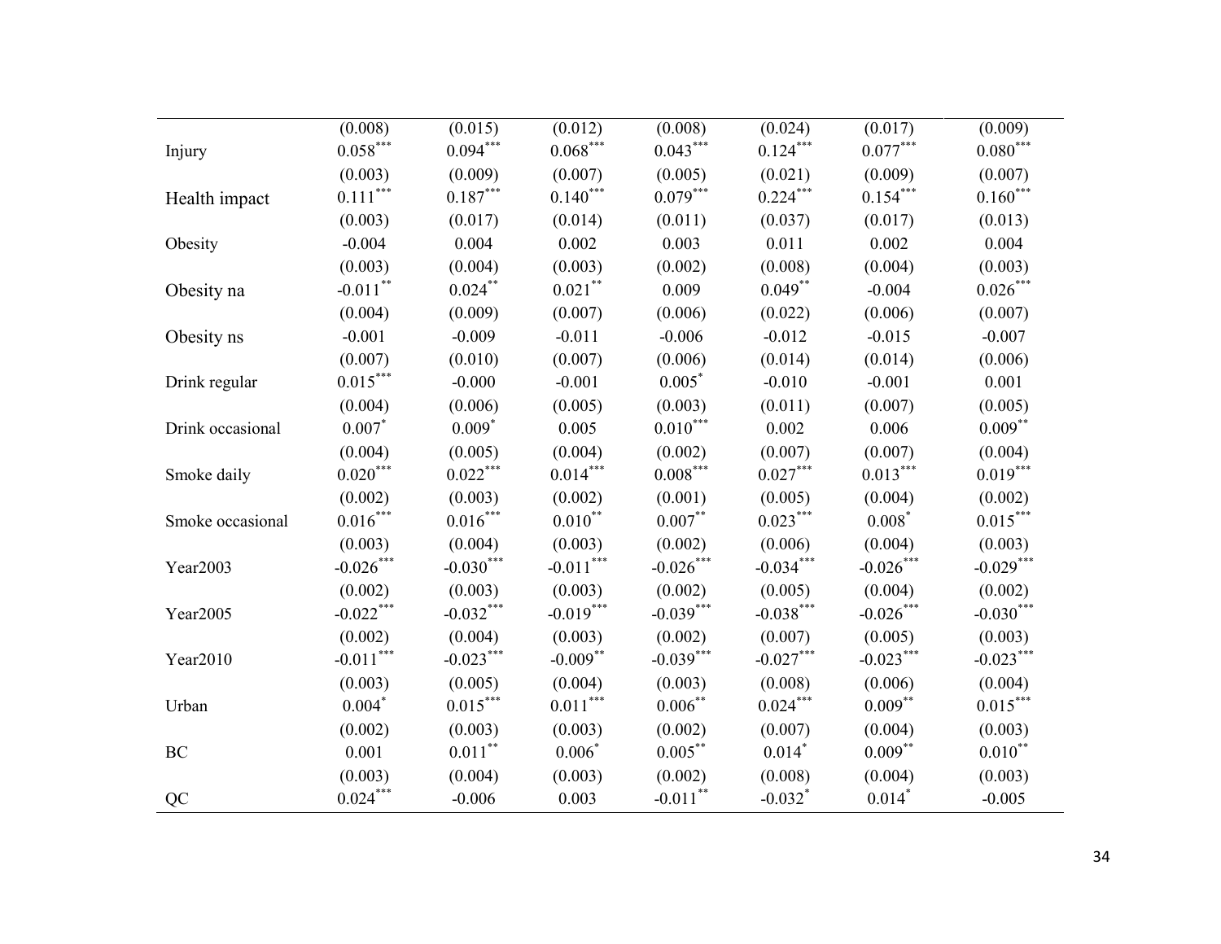| | | | | | | | |
|---|---|---|---|---|---|---|---|
| | (0.008) | (0.015) | (0.012) | (0.008) | (0.024) | (0.017) | (0.009) |
| Injury | 0.058*** | 0.094*** | 0.068*** | 0.043*** | 0.124*** | 0.077*** | 0.080*** |
| | (0.003) | (0.009) | (0.007) | (0.005) | (0.021) | (0.009) | (0.007) |
| Health impact | 0.111*** | 0.187*** | 0.140*** | 0.079*** | 0.224*** | 0.154*** | 0.160*** |
| | (0.003) | (0.017) | (0.014) | (0.011) | (0.037) | (0.017) | (0.013) |
| Obesity | -0.004 | 0.004 | 0.002 | 0.003 | 0.011 | 0.002 | 0.004 |
| | (0.003) | (0.004) | (0.003) | (0.002) | (0.008) | (0.004) | (0.003) |
| Obesity na | -0.011** | 0.024** | 0.021** | 0.009 | 0.049** | -0.004 | 0.026*** |
| | (0.004) | (0.009) | (0.007) | (0.006) | (0.022) | (0.006) | (0.007) |
| Obesity ns | -0.001 | -0.009 | -0.011 | -0.006 | -0.012 | -0.015 | -0.007 |
| | (0.007) | (0.010) | (0.007) | (0.006) | (0.014) | (0.014) | (0.006) |
| Drink regular | 0.015*** | -0.000 | -0.001 | 0.005* | -0.010 | -0.001 | 0.001 |
| | (0.004) | (0.006) | (0.005) | (0.003) | (0.011) | (0.007) | (0.005) |
| Drink occasional | 0.007* | 0.009* | 0.005 | 0.010*** | 0.002 | 0.006 | 0.009** |
| | (0.004) | (0.005) | (0.004) | (0.002) | (0.007) | (0.007) | (0.004) |
| Smoke daily | 0.020*** | 0.022*** | 0.014*** | 0.008*** | 0.027*** | 0.013*** | 0.019*** |
| | (0.002) | (0.003) | (0.002) | (0.001) | (0.005) | (0.004) | (0.002) |
| Smoke occasional | 0.016*** | 0.016*** | 0.010** | 0.007** | 0.023*** | 0.008* | 0.015*** |
| | (0.003) | (0.004) | (0.003) | (0.002) | (0.006) | (0.004) | (0.003) |
| Year2003 | -0.026*** | -0.030*** | -0.011*** | -0.026*** | -0.034*** | -0.026*** | -0.029*** |
| | (0.002) | (0.003) | (0.003) | (0.002) | (0.005) | (0.004) | (0.002) |
| Year2005 | -0.022*** | -0.032*** | -0.019*** | -0.039*** | -0.038*** | -0.026*** | -0.030*** |
| | (0.002) | (0.004) | (0.003) | (0.002) | (0.007) | (0.005) | (0.003) |
| Year2010 | -0.011*** | -0.023*** | -0.009** | -0.039*** | -0.027*** | -0.023*** | -0.023*** |
| | (0.003) | (0.005) | (0.004) | (0.003) | (0.008) | (0.006) | (0.004) |
| Urban | 0.004* | 0.015*** | 0.011*** | 0.006** | 0.024*** | 0.009** | 0.015*** |
| | (0.002) | (0.003) | (0.003) | (0.002) | (0.007) | (0.004) | (0.003) |
| BC | 0.001 | 0.011** | 0.006* | 0.005** | 0.014* | 0.009** | 0.010** |
| | (0.003) | (0.004) | (0.003) | (0.002) | (0.008) | (0.004) | (0.003) |
| QC | 0.024*** | -0.006 | 0.003 | -0.011** | -0.032* | 0.014* | -0.005 |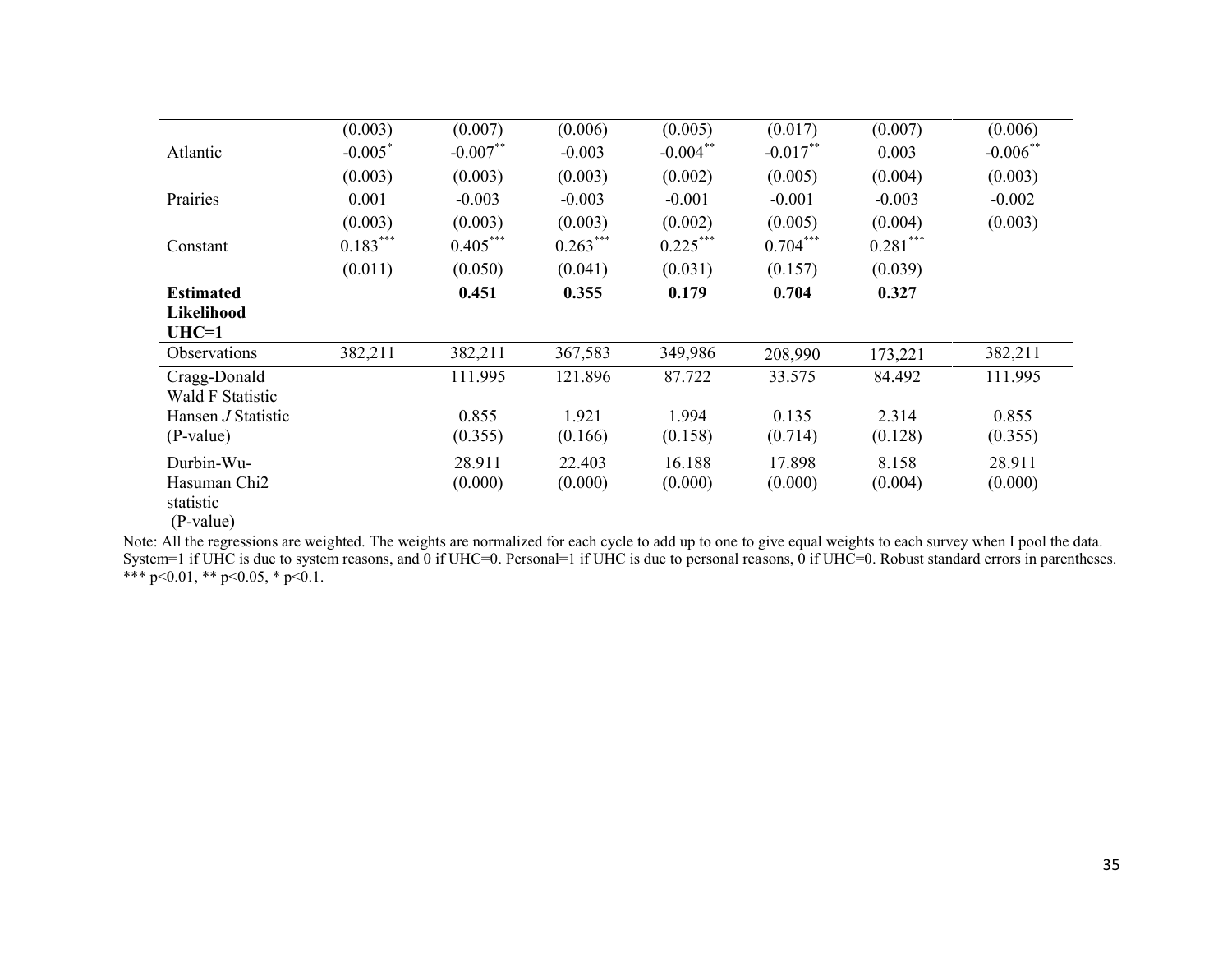| | | | | | | | |
|---|---|---|---|---|---|---|---|
| | (0.003) | (0.007) | (0.006) | (0.005) | (0.017) | (0.007) | (0.006) |
| Atlantic | -0.005* | -0.007** | -0.003 | -0.004** | -0.017** | 0.003 | -0.006** |
| | (0.003) | (0.003) | (0.003) | (0.002) | (0.005) | (0.004) | (0.003) |
| Prairies | 0.001 | -0.003 | -0.003 | -0.001 | -0.001 | -0.003 | -0.002 |
| | (0.003) | (0.003) | (0.003) | (0.002) | (0.005) | (0.004) | (0.003) |
| Constant | 0.183*** | 0.405*** | 0.263*** | 0.225*** | 0.704*** | 0.281*** | |
| | (0.011) | (0.050) | (0.041) | (0.031) | (0.157) | (0.039) | |
| **Estimated Likelihood UHC=1** | | **0.451** | **0.355** | **0.179** | **0.704** | **0.327** | |
| Observations | 382,211 | 382,211 | 367,583 | 349,986 | 208,990 | 173,221 | 382,211 |
| Cragg-Donald Wald F Statistic | | 111.995 | 121.896 | 87.722 | 33.575 | 84.492 | 111.995 |
| Hansen *J* Statistic | | 0.855 | 1.921 | 1.994 | 0.135 | 2.314 | 0.855 |
| (P-value) | | (0.355) | (0.166) | (0.158) | (0.714) | (0.128) | (0.355) |
| Durbin-Wu-Hasuman Chi2 statistic (P-value) | | 28.911 (0.000) | 22.403 (0.000) | 16.188 (0.000) | 17.898 (0.000) | 8.158 (0.004) | 28.911 (0.000) |

Note: All the regressions are weighted. The weights are normalized for each cycle to add up to one to give equal weights to each survey when I pool the data. System=1 if UHC is due to system reasons, and 0 if UHC=0. Personal=1 if UHC is due to personal reasons, 0 if UHC=0. Robust standard errors in parentheses. *** p<0.01, ** p<0.05, * p<0.1.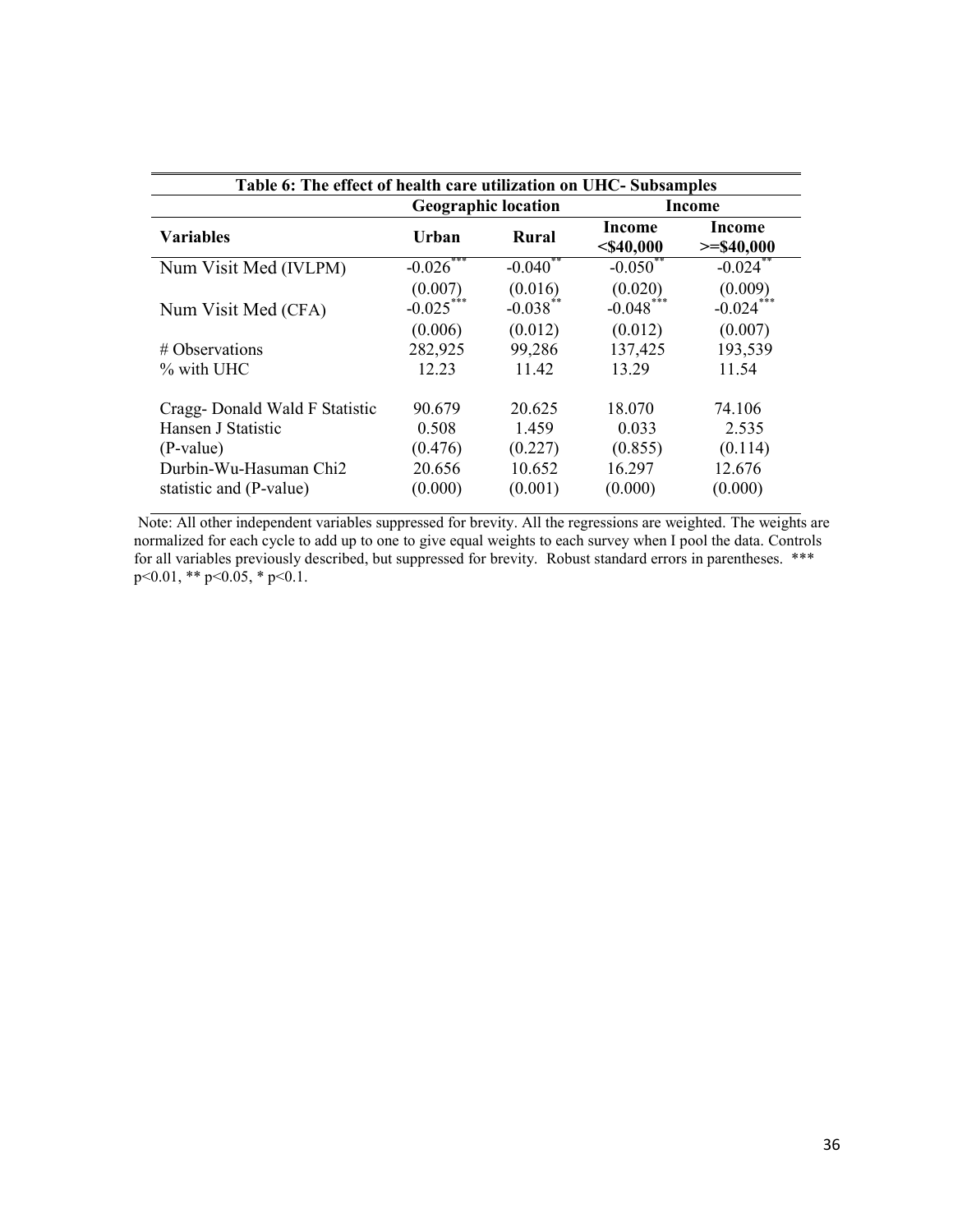**Table 6: The effect of health care utilization on UHC- Subsamples**

| | Geographic location | | Income | |
|---|---|---|---|---|
| **Variables** | **Urban** | **Rural** | **Income <$40,000** | **Income >=$40,000** |
| Num Visit Med (IVLPM) | -0.026*** | -0.040** | -0.050** | -0.024** |
| | (0.007) | (0.016) | (0.020) | (0.009) |
| Num Visit Med (CFA) | -0.025*** | -0.038** | -0.048*** | -0.024*** |
| | (0.006) | (0.012) | (0.012) | (0.007) |
| # Observations | 282,925 | 99,286 | 137,425 | 193,539 |
| % with UHC | 12.23 | 11.42 | 13.29 | 11.54 |
| | | | | |
| Cragg- Donald Wald F Statistic | 90.679 | 20.625 | 18.070 | 74.106 |
| Hansen J Statistic | 0.508 | 1.459 | 0.033 | 2.535 |
| (P-value) | (0.476) | (0.227) | (0.855) | (0.114) |
| Durbin-Wu-Hasuman Chi2 | 20.656 | 10.652 | 16.297 | 12.676 |
| statistic and (P-value) | (0.000) | (0.001) | (0.000) | (0.000) |

Note: All other independent variables suppressed for brevity. All the regressions are weighted. The weights are normalized for each cycle to add up to one to give equal weights to each survey when I pool the data. Controls for all variables previously described, but suppressed for brevity. Robust standard errors in parentheses. *** p<0.01, ** p<0.05, * p<0.1.